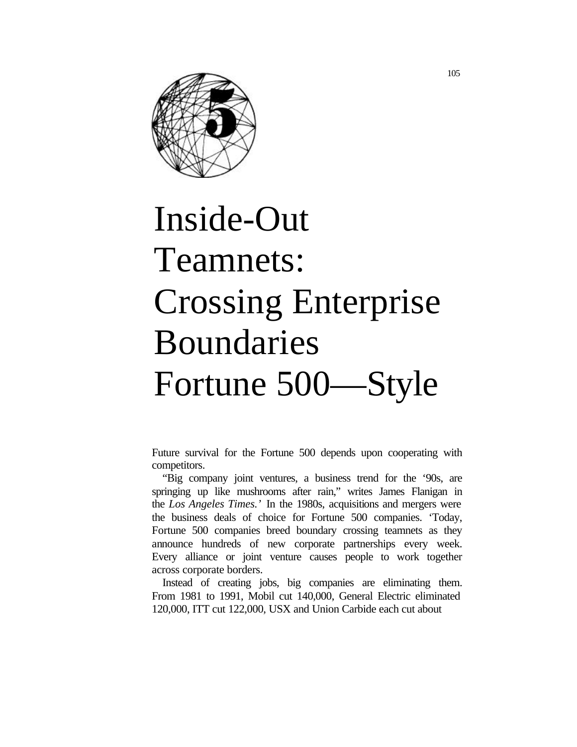# Inside-Out Teamnets: Crossing Enterprise Boundaries Fortune 500—Style

Future survival for the Fortune 500 depends upon cooperating with competitors.

"Big company joint ventures, a business trend for the '90s, are springing up like mushrooms after rain," writes James Flanigan in the *Los Angeles Times.'* In the 1980s, acquisitions and mergers were the business deals of choice for Fortune 500 companies. 'Today, Fortune 500 companies breed boundary crossing teamnets as they announce hundreds of new corporate partnerships every week. Every alliance or joint venture causes people to work together across corporate borders.

Instead of creating jobs, big companies are eliminating them. From 1981 to 1991, Mobil cut 140,000, General Electric eliminated 120,000, ITT cut 122,000, USX and Union Carbide each cut about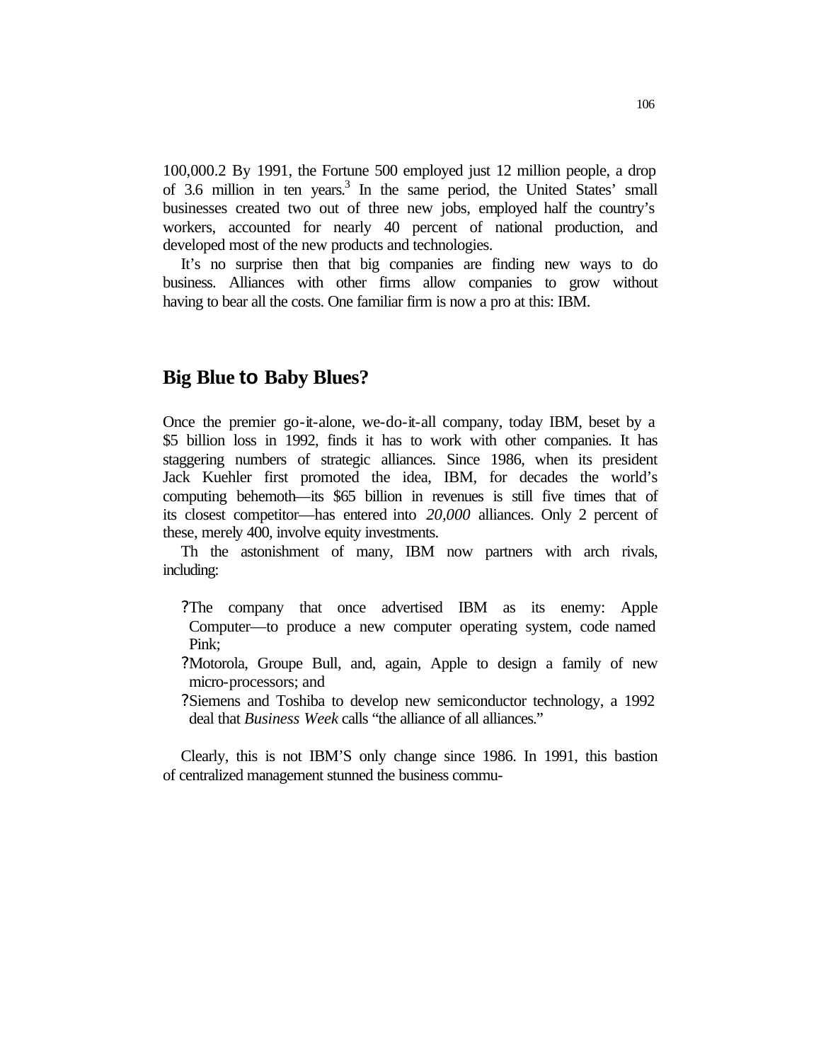100,000.2 By 1991, the Fortune 500 employed just 12 million people, a drop of 3.6 million in ten years.[3] In the same period, the United States' small businesses created two out of three new jobs, employed half the country's workers, accounted for nearly 40 percent of national production, and developed most of the new products and technologies.

It's no surprise then that big companies are finding new ways to do business. Alliances with other firms allow companies to grow without having to bear all the costs. One familiar firm is now a pro at this: IBM.

## Big Blue to Baby Blues?

Once the premier go-it-alone, we-do-it-all company, today IBM, beset by a $5 billion loss in 1992, finds it has to work with other companies. It has staggering numbers of strategic alliances. Since 1986, when its president Jack Kuehler first promoted the idea, IBM, for decades the world's computing behemoth—its $65 billion in revenues is still five times that of its closest competitor—has entered into *20,000* alliances. Only 2 percent of these, merely 400, involve equity investments.

Th the astonishment of many, IBM now partners with arch rivals, including:

- The company that once advertised IBM as its enemy: Apple Computer—to produce a new computer operating system, code named Pink;
- Motorola, Groupe Bull, and, again, Apple to design a family of new micro-processors; and
- Siemens and Toshiba to develop new semiconductor technology, a 1992 deal that *Business Week* calls "the alliance of all alliances."

Clearly, this is not IBM'S only change since 1986. In 1991, this bastion of centralized management stunned the business commu-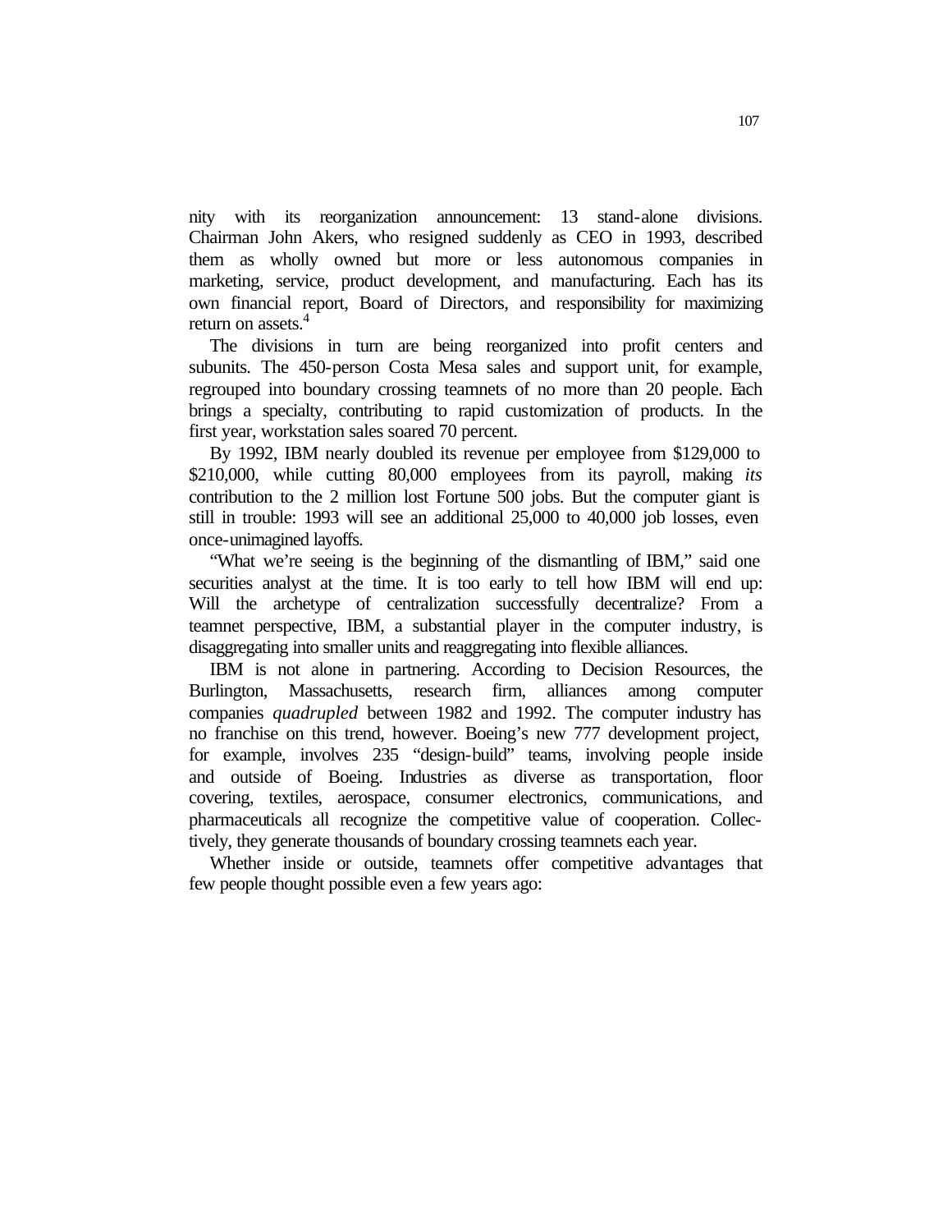nity with its reorganization announcement: 13 stand-alone divisions. Chairman John Akers, who resigned suddenly as CEO in 1993, described them as wholly owned but more or less autonomous companies in marketing, service, product development, and manufacturing. Each has its own financial report, Board of Directors, and responsibility for maximizing return on assets.[4]

The divisions in turn are being reorganized into profit centers and subunits. The 450-person Costa Mesa sales and support unit, for example, regrouped into boundary crossing teamnets of no more than 20 people. Each brings a specialty, contributing to rapid customization of products. In the first year, workstation sales soared 70 percent.

By 1992, IBM nearly doubled its revenue per employee from $129,000 to $210,000, while cutting 80,000 employees from its payroll, making *its* contribution to the 2 million lost Fortune 500 jobs. But the computer giant is still in trouble: 1993 will see an additional 25,000 to 40,000 job losses, even once-unimagined layoffs.

"What we're seeing is the beginning of the dismantling of IBM," said one securities analyst at the time. It is too early to tell how IBM will end up: Will the archetype of centralization successfully decentralize? From a teamnet perspective, IBM, a substantial player in the computer industry, is disaggregating into smaller units and reaggregating into flexible alliances.

IBM is not alone in partnering. According to Decision Resources, the Burlington, Massachusetts, research firm, alliances among computer companies *quadrupled* between 1982 and 1992. The computer industry has no franchise on this trend, however. Boeing's new 777 development project, for example, involves 235 "design-build" teams, involving people inside and outside of Boeing. Industries as diverse as transportation, floor covering, textiles, aerospace, consumer electronics, communications, and pharmaceuticals all recognize the competitive value of cooperation. Collectively, they generate thousands of boundary crossing teamnets each year.

Whether inside or outside, teamnets offer competitive advantages that few people thought possible even a few years ago: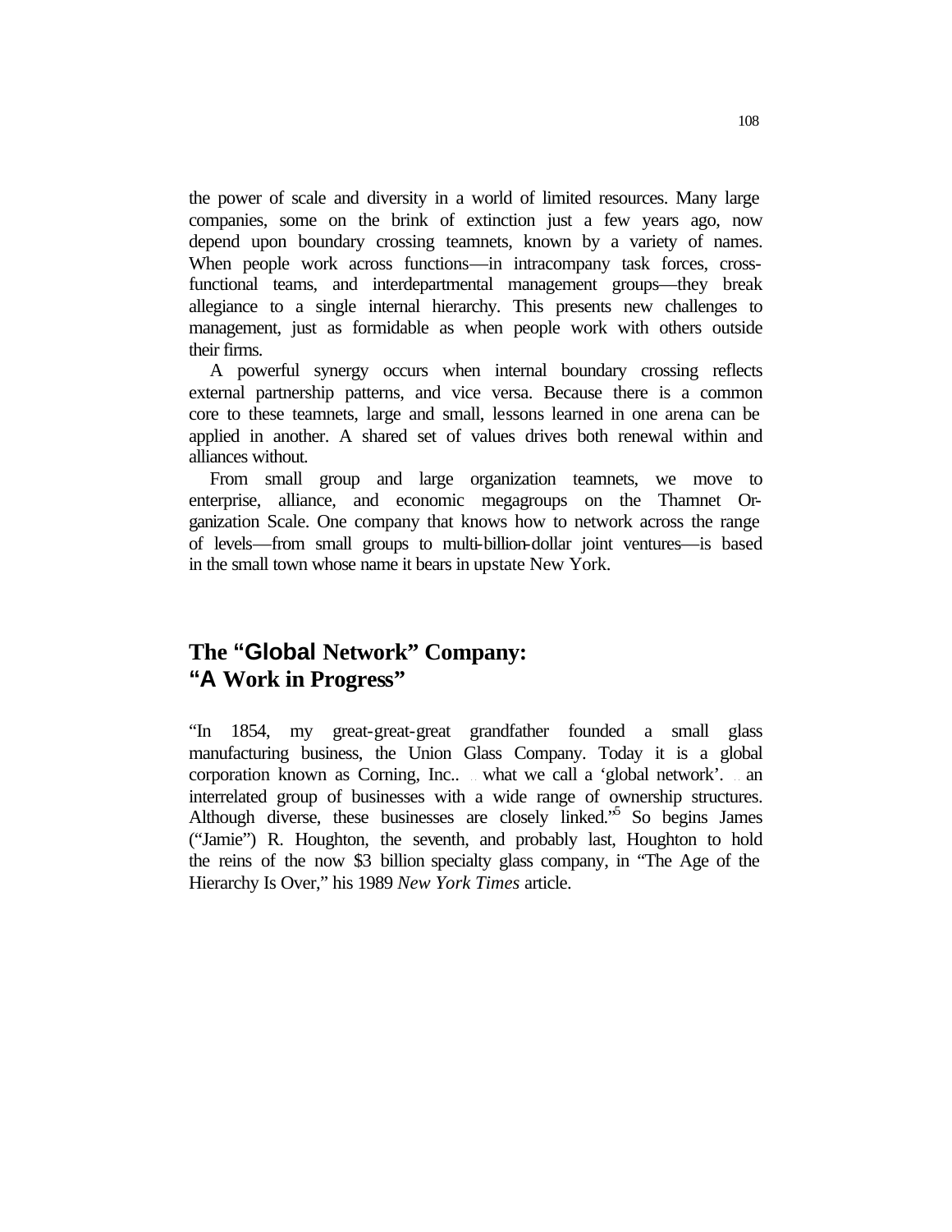the power of scale and diversity in a world of limited resources. Many large companies, some on the brink of extinction just a few years ago, now depend upon boundary crossing teamnets, known by a variety of names. When people work across functions—in intracompany task forces, cross-functional teams, and interdepartmental management groups—they break allegiance to a single internal hierarchy. This presents new challenges to management, just as formidable as when people work with others outside their firms.

A powerful synergy occurs when internal boundary crossing reflects external partnership patterns, and vice versa. Because there is a common core to these teamnets, large and small, lessons learned in one arena can be applied in another. A shared set of values drives both renewal within and alliances without.

From small group and large organization teamnets, we move to enterprise, alliance, and economic megagroups on the Thamnet Organization Scale. One company that knows how to network across the range of levels—from small groups to multi-billion-dollar joint ventures—is based in the small town whose name it bears in upstate New York.

## The "Global Network" Company: "A Work in Progress"

"In 1854, my great-great-great grandfather founded a small glass manufacturing business, the Union Glass Company. Today it is a global corporation known as Corning, Inc.. .. what we call a 'global network'. .. an interrelated group of businesses with a wide range of ownership structures. Although diverse, these businesses are closely linked."[5] So begins James ("Jamie") R. Houghton, the seventh, and probably last, Houghton to hold the reins of the now $3 billion specialty glass company, in "The Age of the Hierarchy Is Over," his 1989 *New York Times* article.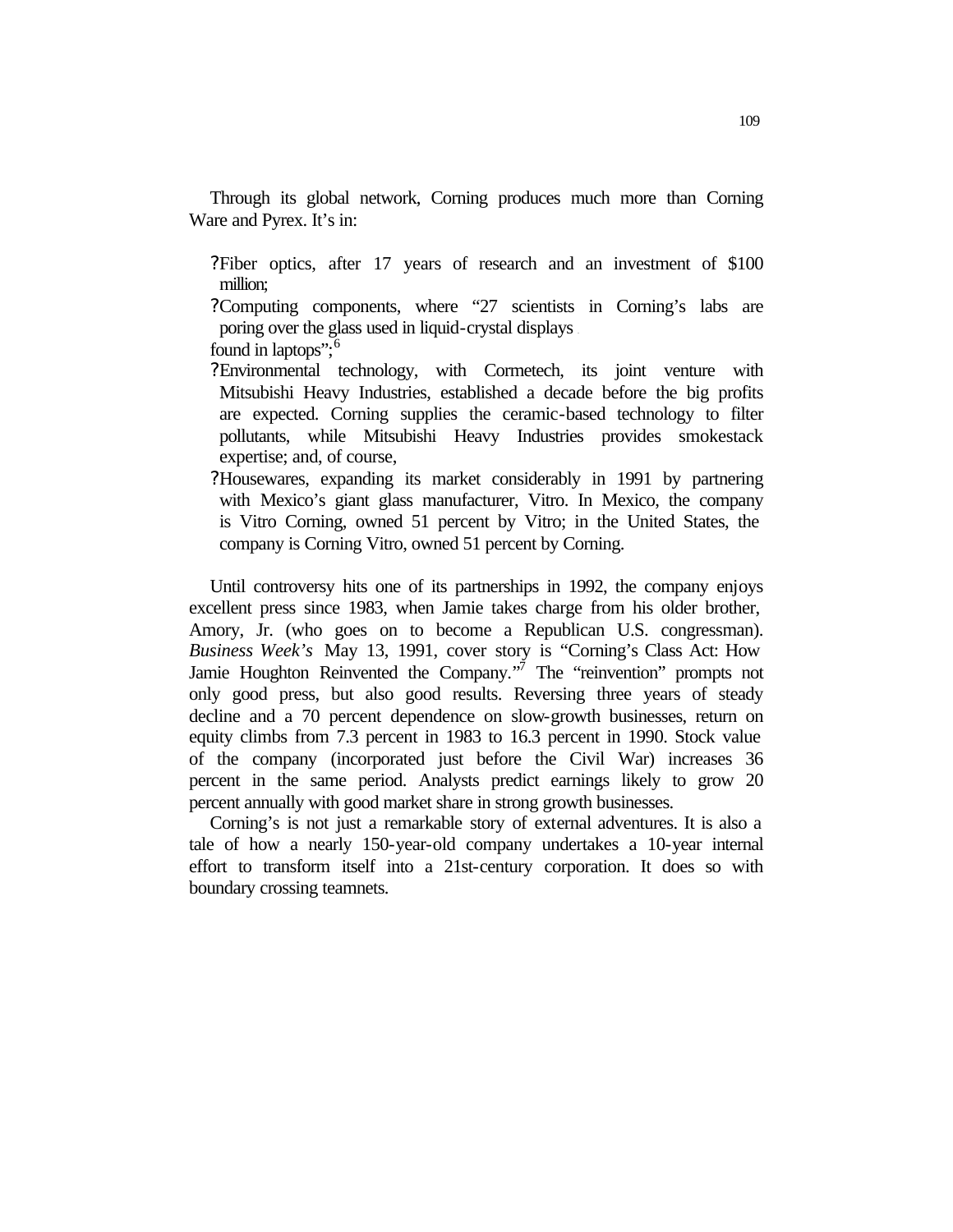Through its global network, Corning produces much more than Corning Ware and Pyrex. It's in:

- Fiber optics, after 17 years of research and an investment of $100 million;
- Computing components, where "27 scientists in Corning's labs are poring over the glass used in liquid-crystal displays found in laptops";[6]
- Environmental technology, with Cormetech, its joint venture with Mitsubishi Heavy Industries, established a decade before the big profits are expected. Corning supplies the ceramic-based technology to filter pollutants, while Mitsubishi Heavy Industries provides smokestack expertise; and, of course,
- Housewares, expanding its market considerably in 1991 by partnering with Mexico's giant glass manufacturer, Vitro. In Mexico, the company is Vitro Corning, owned 51 percent by Vitro; in the United States, the company is Corning Vitro, owned 51 percent by Corning.

Until controversy hits one of its partnerships in 1992, the company enjoys excellent press since 1983, when Jamie takes charge from his older brother, Amory, Jr. (who goes on to become a Republican U.S. congressman). *Business Week's* May 13, 1991, cover story is "Corning's Class Act: How Jamie Houghton Reinvented the Company."[7] The "reinvention" prompts not only good press, but also good results. Reversing three years of steady decline and a 70 percent dependence on slow-growth businesses, return on equity climbs from 7.3 percent in 1983 to 16.3 percent in 1990. Stock value of the company (incorporated just before the Civil War) increases 36 percent in the same period. Analysts predict earnings likely to grow 20 percent annually with good market share in strong growth businesses.

Corning's is not just a remarkable story of external adventures. It is also a tale of how a nearly 150-year-old company undertakes a 10-year internal effort to transform itself into a 21st-century corporation. It does so with boundary crossing teamnets.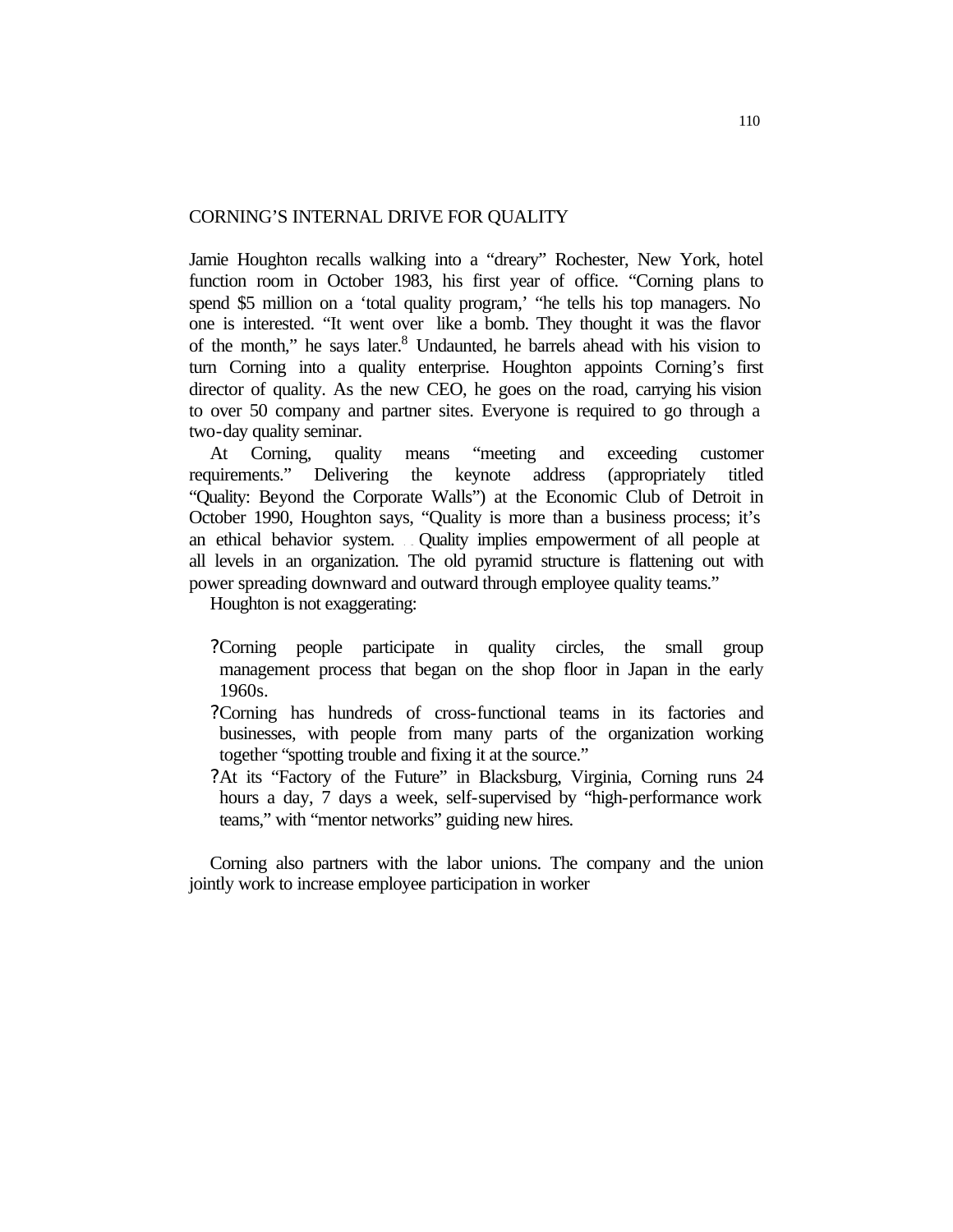## CORNING'S INTERNAL DRIVE FOR QUALITY

Jamie Houghton recalls walking into a "dreary" Rochester, New York, hotel function room in October 1983, his first year of office. "Corning plans to spend $5 million on a 'total quality program,' "he tells his top managers. No one is interested. "It went over like a bomb. They thought it was the flavor of the month," he says later.[8] Undaunted, he barrels ahead with his vision to turn Corning into a quality enterprise. Houghton appoints Corning's first director of quality. As the new CEO, he goes on the road, carrying his vision to over 50 company and partner sites. Everyone is required to go through a two-day quality seminar.

At Corning, quality means "meeting and exceeding customer requirements." Delivering the keynote address (appropriately titled "Quality: Beyond the Corporate Walls") at the Economic Club of Detroit in October 1990, Houghton says, "Quality is more than a business process; it's an ethical behavior system. . . Quality implies empowerment of all people at all levels in an organization. The old pyramid structure is flattening out with power spreading downward and outward through employee quality teams."

Houghton is not exaggerating:

- Corning people participate in quality circles, the small group management process that began on the shop floor in Japan in the early 1960s.
- Corning has hundreds of cross-functional teams in its factories and businesses, with people from many parts of the organization working together "spotting trouble and fixing it at the source."
- At its "Factory of the Future" in Blacksburg, Virginia, Corning runs 24 hours a day, 7 days a week, self-supervised by "high-performance work teams," with "mentor networks" guiding new hires.

Corning also partners with the labor unions. The company and the union jointly work to increase employee participation in worker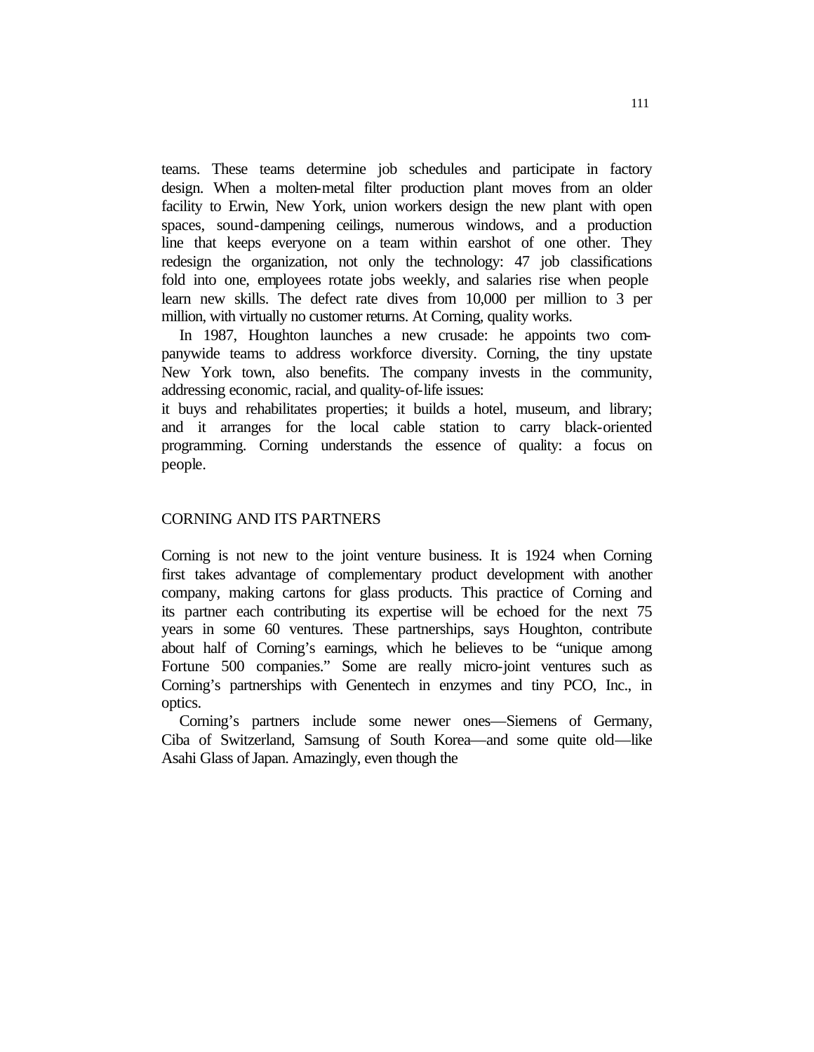teams. These teams determine job schedules and participate in factory design. When a molten-metal filter production plant moves from an older facility to Erwin, New York, union workers design the new plant with open spaces, sound-dampening ceilings, numerous windows, and a production line that keeps everyone on a team within earshot of one other. They redesign the organization, not only the technology: 47 job classifications fold into one, employees rotate jobs weekly, and salaries rise when people learn new skills. The defect rate dives from 10,000 per million to 3 per million, with virtually no customer returns. At Corning, quality works.

In 1987, Houghton launches a new crusade: he appoints two companywide teams to address workforce diversity. Corning, the tiny upstate New York town, also benefits. The company invests in the community, addressing economic, racial, and quality-of-life issues:
it buys and rehabilitates properties; it builds a hotel, museum, and library; and it arranges for the local cable station to carry black-oriented programming. Corning understands the essence of quality: a focus on people.

## CORNING AND ITS PARTNERS

Corning is not new to the joint venture business. It is 1924 when Corning first takes advantage of complementary product development with another company, making cartons for glass products. This practice of Corning and its partner each contributing its expertise will be echoed for the next 75 years in some 60 ventures. These partnerships, says Houghton, contribute about half of Corning's earnings, which he believes to be "unique among Fortune 500 companies." Some are really micro-joint ventures such as Corning's partnerships with Genentech in enzymes and tiny PCO, Inc., in optics.

Corning's partners include some newer ones—Siemens of Germany, Ciba of Switzerland, Samsung of South Korea—and some quite old—like Asahi Glass of Japan. Amazingly, even though the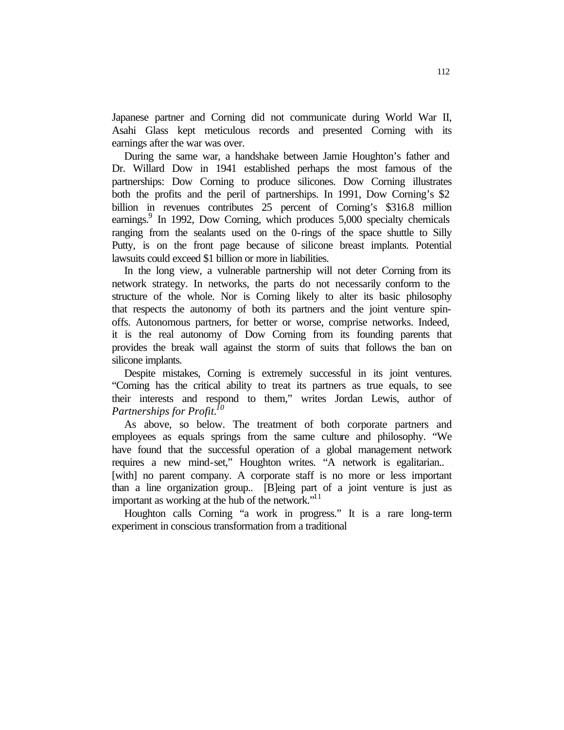Japanese partner and Corning did not communicate during World War II, Asahi Glass kept meticulous records and presented Corning with its earnings after the war was over.

During the same war, a handshake between Jamie Houghton's father and Dr. Willard Dow in 1941 established perhaps the most famous of the partnerships: Dow Corning to produce silicones. Dow Corning illustrates both the profits and the peril of partnerships. In 1991, Dow Corning's $2 billion in revenues contributes 25 percent of Corning's $316.8 million earnings.[9] In 1992, Dow Corning, which produces 5,000 specialty chemicals ranging from the sealants used on the 0-rings of the space shuttle to Silly Putty, is on the front page because of silicone breast implants. Potential lawsuits could exceed $1 billion or more in liabilities.

In the long view, a vulnerable partnership will not deter Corning from its network strategy. In networks, the parts do not necessarily conform to the structure of the whole. Nor is Corning likely to alter its basic philosophy that respects the autonomy of both its partners and the joint venture spin-offs. Autonomous partners, for better or worse, comprise networks. Indeed, it is the real autonomy of Dow Corning from its founding parents that provides the break wall against the storm of suits that follows the ban on silicone implants.

Despite mistakes, Corning is extremely successful in its joint ventures. "Corning has the critical ability to treat its partners as true equals, to see their interests and respond to them," writes Jordan Lewis, author of *Partnerships for Profit*.[10]

As above, so below. The treatment of both corporate partners and employees as equals springs from the same culture and philosophy. "We have found that the successful operation of a global management network requires a new mind-set," Houghton writes. "A network is egalitarian... [with] no parent company. A corporate staff is no more or less important than a line organization group... [B]eing part of a joint venture is just as important as working at the hub of the network."[11]

Houghton calls Corning "a work in progress." It is a rare long-term experiment in conscious transformation from a traditional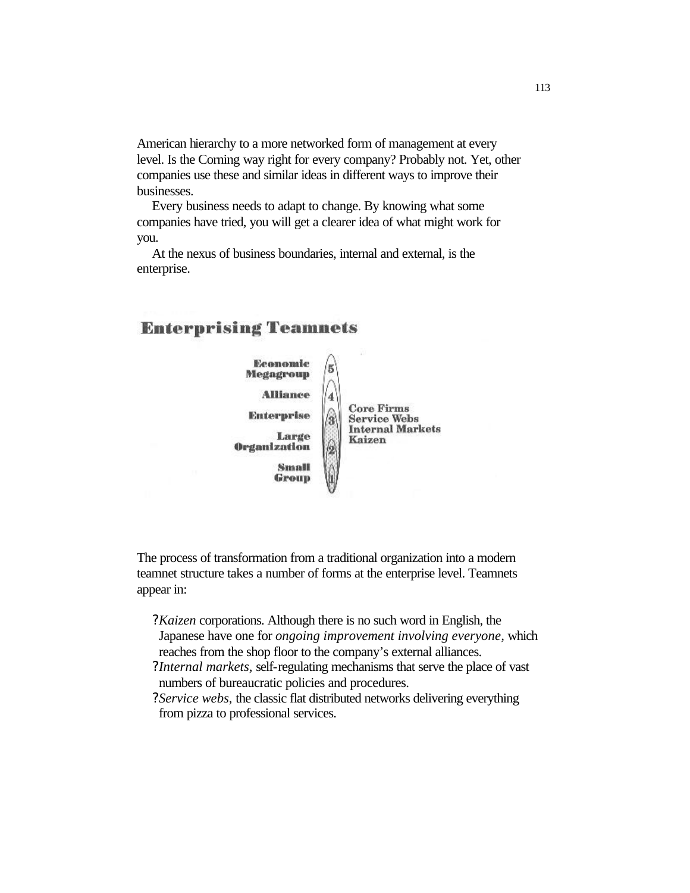American hierarchy to a more networked form of management at every level. Is the Corning way right for every company? Probably not. Yet, other companies use these and similar ideas in different ways to improve their businesses.

Every business needs to adapt to change. By knowing what some companies have tried, you will get a clearer idea of what might work for you.

At the nexus of business boundaries, internal and external, is the enterprise.

## Enterprising Teamnets

Economic Megagroup (5)
Alliance (4)
Enterprise (3)
Large Organization (2)
Small Group (1)

Core Firms
Service Webs
Internal Markets
Kaizen

The process of transformation from a traditional organization into a modern teamnet structure takes a number of forms at the enterprise level. Teamnets appear in:

- *Kaizen* corporations. Although there is no such word in English, the Japanese have one for *ongoing improvement involving everyone,* which reaches from the shop floor to the company's external alliances.
- *Internal markets,* self-regulating mechanisms that serve the place of vast numbers of bureaucratic policies and procedures.
- *Service webs,* the classic flat distributed networks delivering everything from pizza to professional services.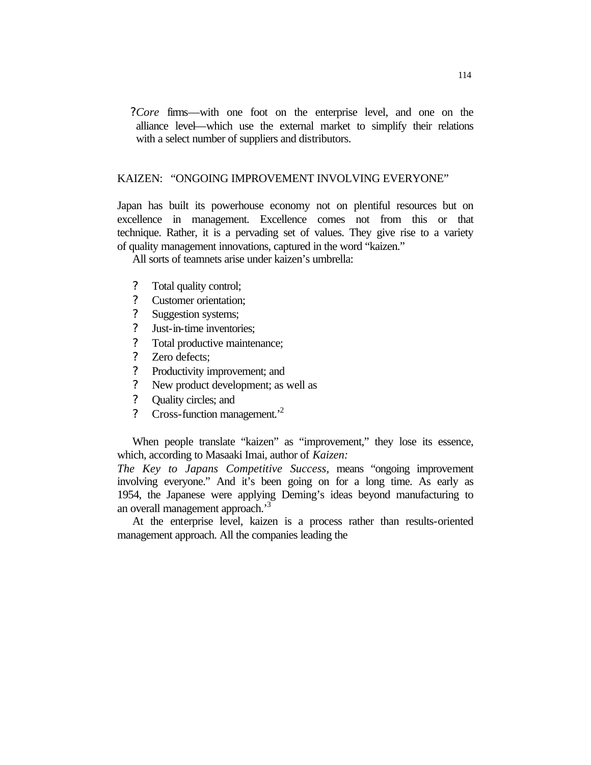- *Core* firms—with one foot on the enterprise level, and one on the alliance level—which use the external market to simplify their relations with a select number of suppliers and distributors.

## KAIZEN: "ONGOING IMPROVEMENT INVOLVING EVERYONE"

Japan has built its powerhouse economy not on plentiful resources but on excellence in management. Excellence comes not from this or that technique. Rather, it is a pervading set of values. They give rise to a variety of quality management innovations, captured in the word "kaizen."

All sorts of teamnets arise under kaizen's umbrella:

- Total quality control;
- Customer orientation;
- Suggestion systems;
- Just-in-time inventories;
- Total productive maintenance;
- Zero defects;
- Productivity improvement; and
- New product development; as well as
- Quality circles; and
- Cross-function management.'[2]

When people translate "kaizen" as "improvement," they lose its essence, which, according to Masaaki Imai, author of *Kaizen: The Key to Japans Competitive Success,* means "ongoing improvement involving everyone." And it's been going on for a long time. As early as 1954, the Japanese were applying Deming's ideas beyond manufacturing to an overall management approach.'[3]

At the enterprise level, kaizen is a process rather than results-oriented management approach. All the companies leading the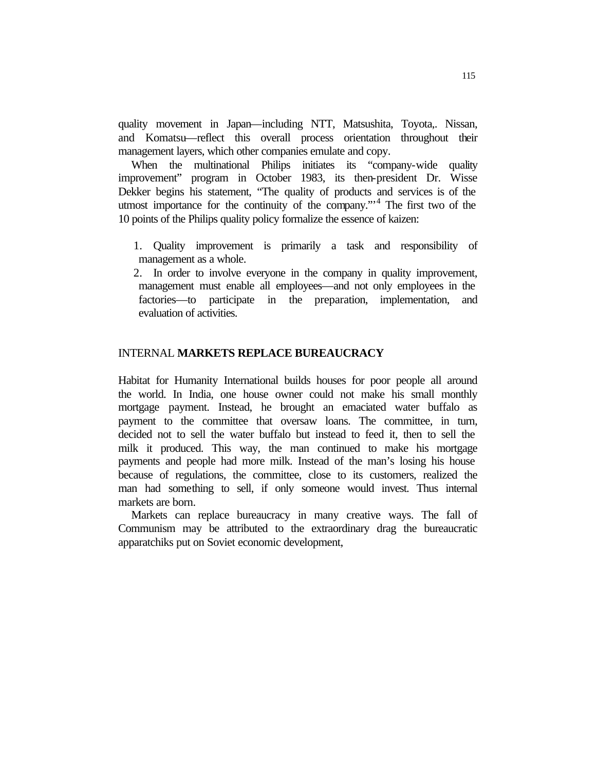quality movement in Japan—including NTT, Matsushita, Toyota,. Nissan, and Komatsu—reflect this overall process orientation throughout their management layers, which other companies emulate and copy.

When the multinational Philips initiates its "company-wide quality improvement" program in October 1983, its then-president Dr. Wisse Dekker begins his statement, "The quality of products and services is of the utmost importance for the continuity of the company."'[4] The first two of the 10 points of the Philips quality policy formalize the essence of kaizen:

1. Quality improvement is primarily a task and responsibility of management as a whole.
2. In order to involve everyone in the company in quality improvement, management must enable all employees—and not only employees in the factories—to participate in the preparation, implementation, and evaluation of activities.

## INTERNAL **MARKETS REPLACE BUREAUCRACY**

Habitat for Humanity International builds houses for poor people all around the world. In India, one house owner could not make his small monthly mortgage payment. Instead, he brought an emaciated water buffalo as payment to the committee that oversaw loans. The committee, in turn, decided not to sell the water buffalo but instead to feed it, then to sell the milk it produced. This way, the man continued to make his mortgage payments and people had more milk. Instead of the man's losing his house because of regulations, the committee, close to its customers, realized the man had something to sell, if only someone would invest. Thus internal markets are born.

Markets can replace bureaucracy in many creative ways. The fall of Communism may be attributed to the extraordinary drag the bureaucratic apparatchiks put on Soviet economic development,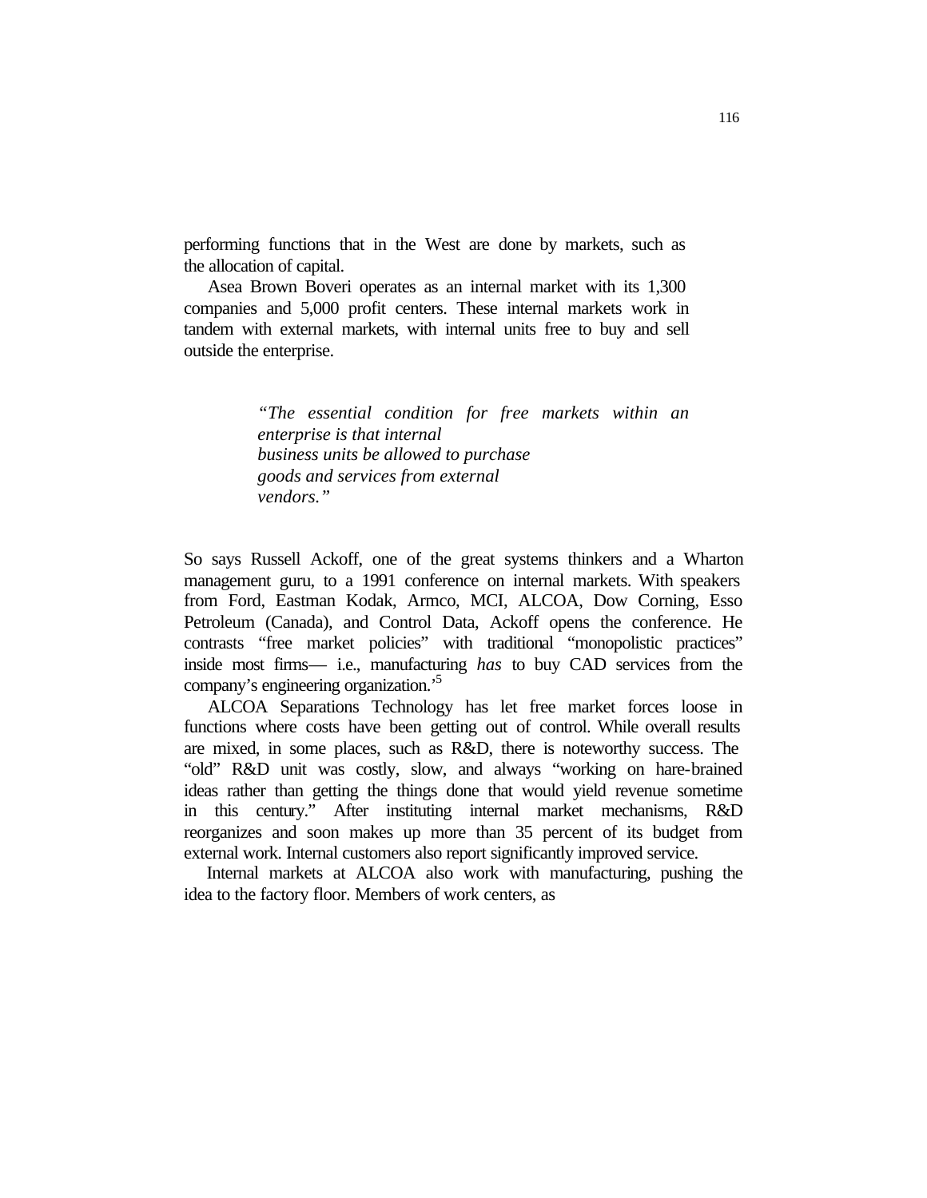performing functions that in the West are done by markets, such as the allocation of capital.

Asea Brown Boveri operates as an internal market with its 1,300 companies and 5,000 profit centers. These internal markets work in tandem with external markets, with internal units free to buy and sell outside the enterprise.

> *"The essential condition for free markets within an enterprise is that internal business units be allowed to purchase goods and services from external vendors."*

So says Russell Ackoff, one of the great systems thinkers and a Wharton management guru, to a 1991 conference on internal markets. With speakers from Ford, Eastman Kodak, Armco, MCI, ALCOA, Dow Corning, Esso Petroleum (Canada), and Control Data, Ackoff opens the conference. He contrasts "free market policies" with traditional "monopolistic practices" inside most firms— i.e., manufacturing *has* to buy CAD services from the company's engineering organization.'[5]

ALCOA Separations Technology has let free market forces loose in functions where costs have been getting out of control. While overall results are mixed, in some places, such as R&D, there is noteworthy success. The "old" R&D unit was costly, slow, and always "working on hare-brained ideas rather than getting the things done that would yield revenue sometime in this century." After instituting internal market mechanisms, R&D reorganizes and soon makes up more than 35 percent of its budget from external work. Internal customers also report significantly improved service.

Internal markets at ALCOA also work with manufacturing, pushing the idea to the factory floor. Members of work centers, as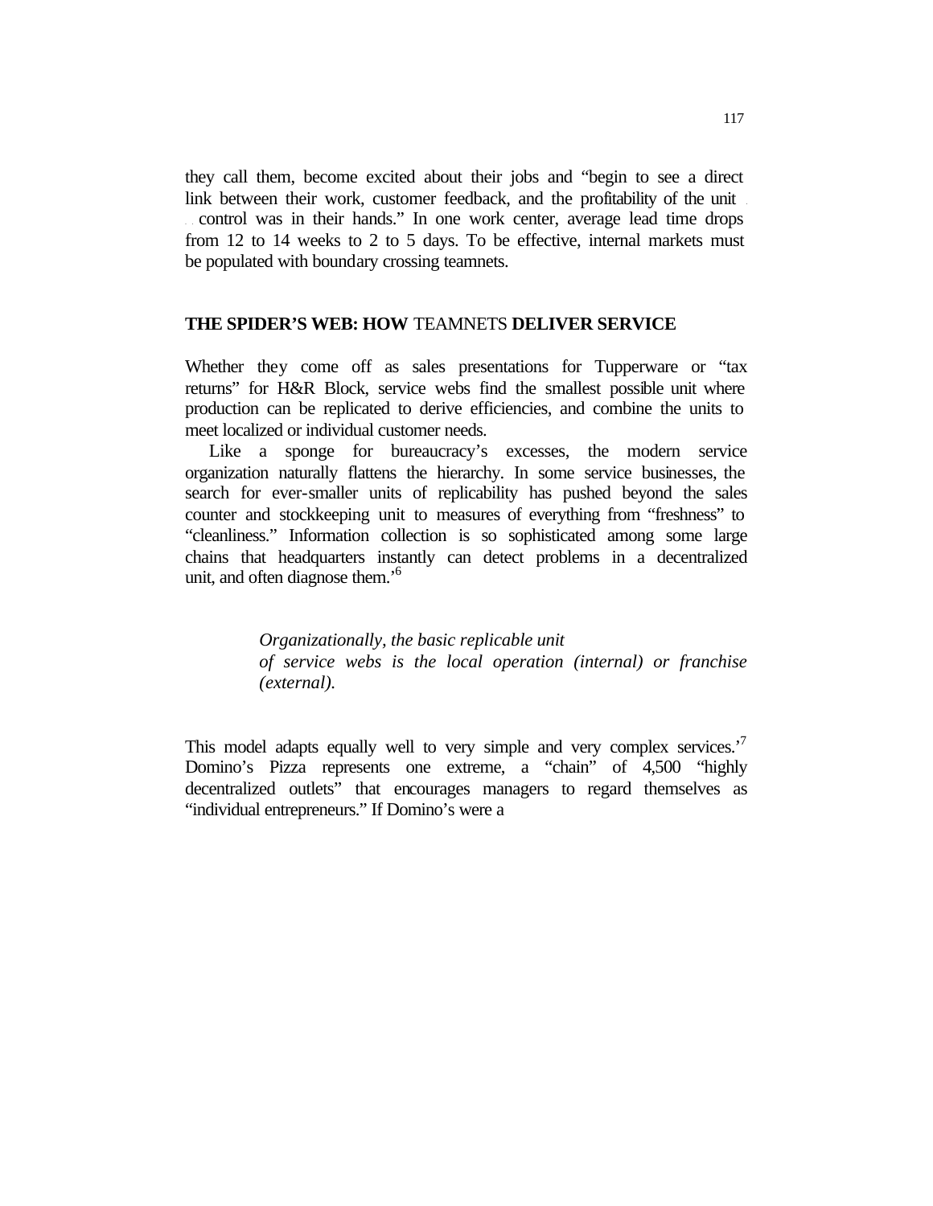they call them, become excited about their jobs and "begin to see a direct link between their work, customer feedback, and the profitability of the unit . . . control was in their hands." In one work center, average lead time drops from 12 to 14 weeks to 2 to 5 days. To be effective, internal markets must be populated with boundary crossing teamnets.

## THE SPIDER'S WEB: HOW TEAMNETS DELIVER SERVICE

Whether they come off as sales presentations for Tupperware or "tax returns" for H&R Block, service webs find the smallest possible unit where production can be replicated to derive efficiencies, and combine the units to meet localized or individual customer needs.

Like a sponge for bureaucracy's excesses, the modern service organization naturally flattens the hierarchy. In some service businesses, the search for ever-smaller units of replicability has pushed beyond the sales counter and stockkeeping unit to measures of everything from "freshness" to "cleanliness." Information collection is so sophisticated among some large chains that headquarters instantly can detect problems in a decentralized unit, and often diagnose them.'[6]

> *Organizationally, the basic replicable unit of service webs is the local operation (internal) or franchise (external).*

This model adapts equally well to very simple and very complex services.'[7] Domino's Pizza represents one extreme, a "chain" of 4,500 "highly decentralized outlets" that encourages managers to regard themselves as "individual entrepreneurs." If Domino's were a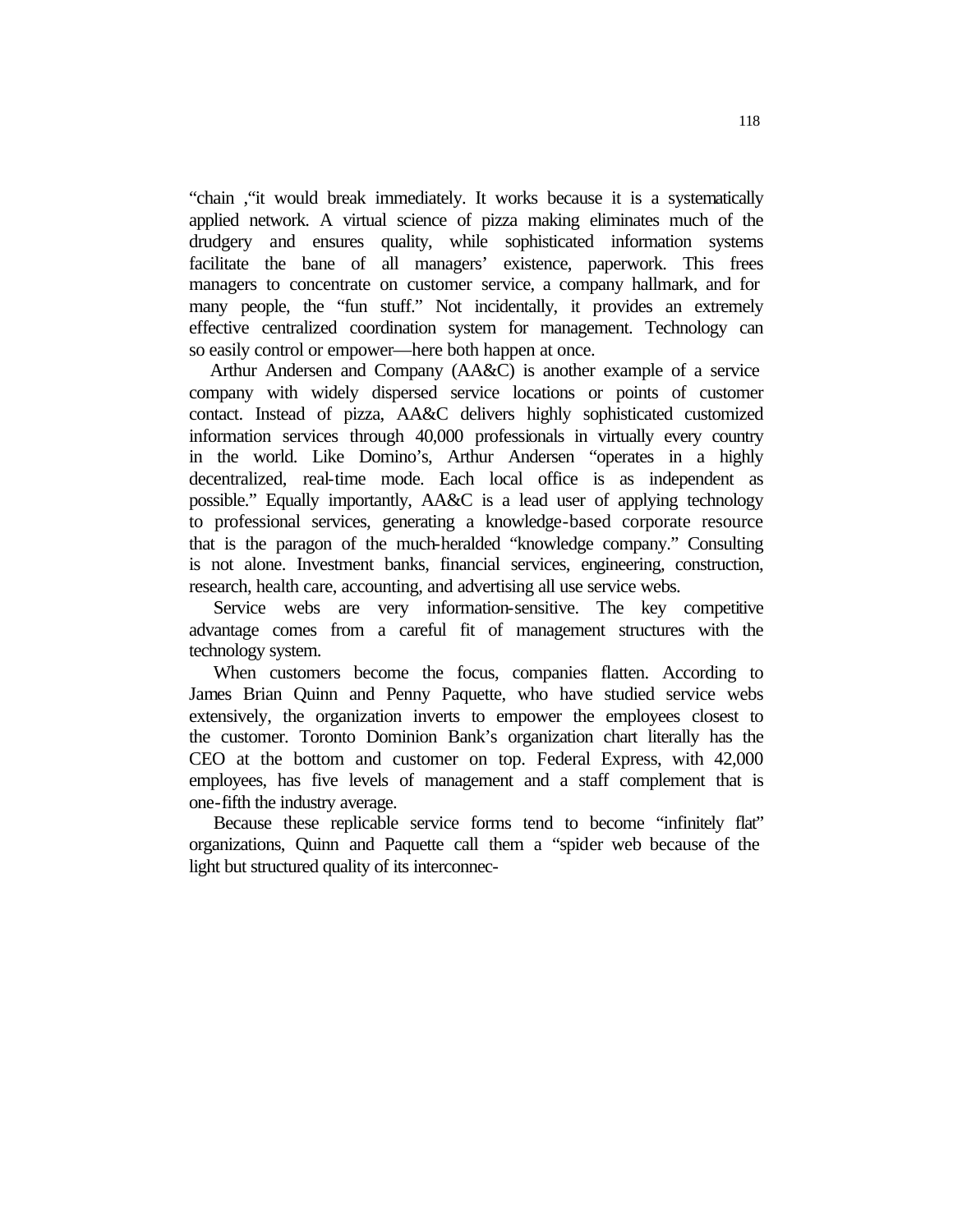"chain ,"it would break immediately. It works because it is a systematically applied network. A virtual science of pizza making eliminates much of the drudgery and ensures quality, while sophisticated information systems facilitate the bane of all managers' existence, paperwork. This frees managers to concentrate on customer service, a company hallmark, and for many people, the "fun stuff." Not incidentally, it provides an extremely effective centralized coordination system for management. Technology can so easily control or empower—here both happen at once.

Arthur Andersen and Company (AA&C) is another example of a service company with widely dispersed service locations or points of customer contact. Instead of pizza, AA&C delivers highly sophisticated customized information services through 40,000 professionals in virtually every country in the world. Like Domino's, Arthur Andersen "operates in a highly decentralized, real-time mode. Each local office is as independent as possible." Equally importantly, AA&C is a lead user of applying technology to professional services, generating a knowledge-based corporate resource that is the paragon of the much-heralded "knowledge company." Consulting is not alone. Investment banks, financial services, engineering, construction, research, health care, accounting, and advertising all use service webs.

Service webs are very information-sensitive. The key competitive advantage comes from a careful fit of management structures with the technology system.

When customers become the focus, companies flatten. According to James Brian Quinn and Penny Paquette, who have studied service webs extensively, the organization inverts to empower the employees closest to the customer. Toronto Dominion Bank's organization chart literally has the CEO at the bottom and customer on top. Federal Express, with 42,000 employees, has five levels of management and a staff complement that is one-fifth the industry average.

Because these replicable service forms tend to become "infinitely flat" organizations, Quinn and Paquette call them a "spider web because of the light but structured quality of its interconnec-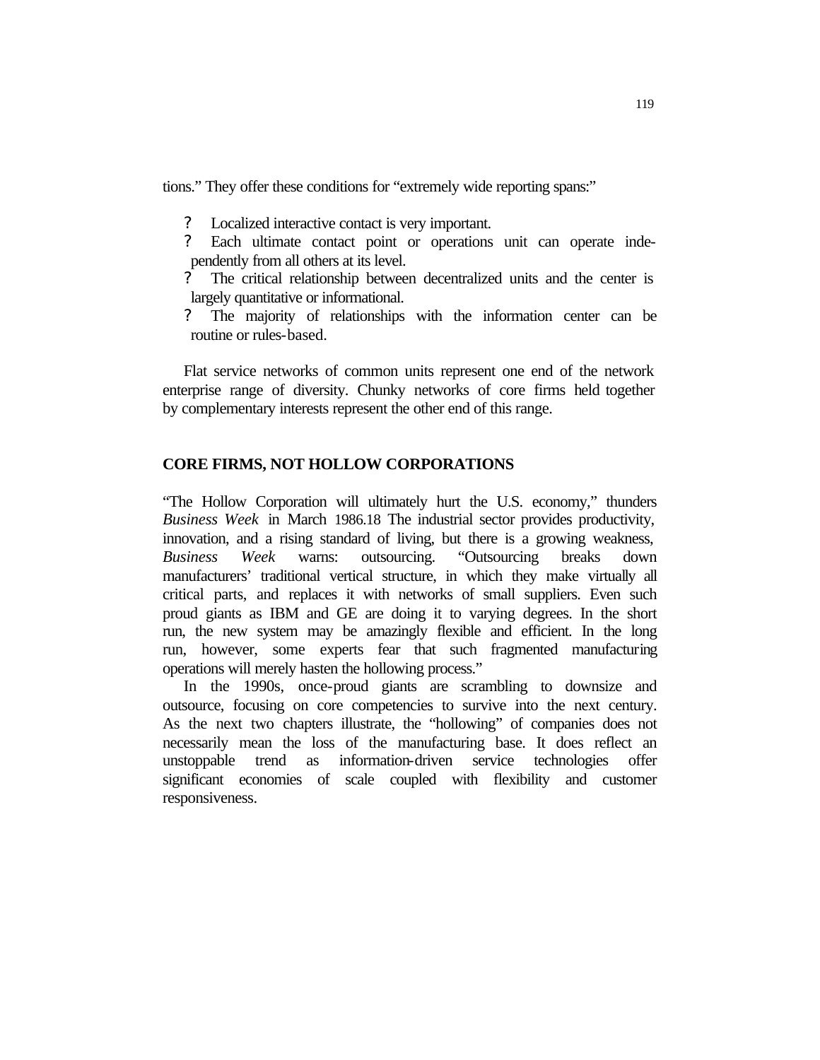tions." They offer these conditions for "extremely wide reporting spans:"

- Localized interactive contact is very important.
- Each ultimate contact point or operations unit can operate independently from all others at its level.
- The critical relationship between decentralized units and the center is largely quantitative or informational.
- The majority of relationships with the information center can be routine or rules-based.

Flat service networks of common units represent one end of the network enterprise range of diversity. Chunky networks of core firms held together by complementary interests represent the other end of this range.

## CORE FIRMS, NOT HOLLOW CORPORATIONS

"The Hollow Corporation will ultimately hurt the U.S. economy," thunders *Business Week* in March 1986.18 The industrial sector provides productivity, innovation, and a rising standard of living, but there is a growing weakness, *Business Week* warns: outsourcing. "Outsourcing breaks down manufacturers' traditional vertical structure, in which they make virtually all critical parts, and replaces it with networks of small suppliers. Even such proud giants as IBM and GE are doing it to varying degrees. In the short run, the new system may be amazingly flexible and efficient. In the long run, however, some experts fear that such fragmented manufacturing operations will merely hasten the hollowing process."

In the 1990s, once-proud giants are scrambling to downsize and outsource, focusing on core competencies to survive into the next century. As the next two chapters illustrate, the "hollowing" of companies does not necessarily mean the loss of the manufacturing base. It does reflect an unstoppable trend as information-driven service technologies offer significant economies of scale coupled with flexibility and customer responsiveness.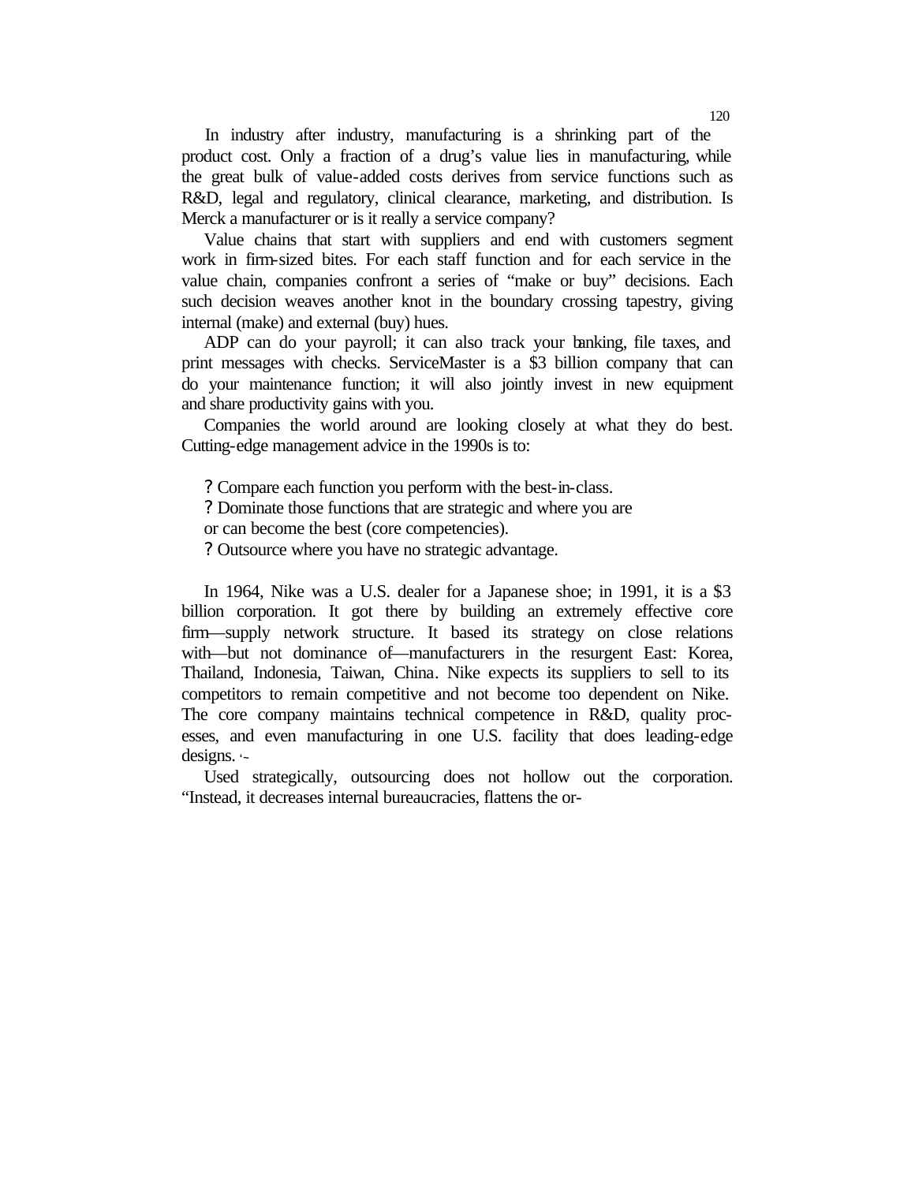In industry after industry, manufacturing is a shrinking part of the product cost. Only a fraction of a drug's value lies in manufacturing, while the great bulk of value-added costs derives from service functions such as R&D, legal and regulatory, clinical clearance, marketing, and distribution. Is Merck a manufacturer or is it really a service company?

Value chains that start with suppliers and end with customers segment work in firm-sized bites. For each staff function and for each service in the value chain, companies confront a series of "make or buy" decisions. Each such decision weaves another knot in the boundary crossing tapestry, giving internal (make) and external (buy) hues.

ADP can do your payroll; it can also track your banking, file taxes, and print messages with checks. ServiceMaster is a $3 billion company that can do your maintenance function; it will also jointly invest in new equipment and share productivity gains with you.

Companies the world around are looking closely at what they do best. Cutting-edge management advice in the 1990s is to:

- Compare each function you perform with the best-in-class.
- Dominate those functions that are strategic and where you are or can become the best (core competencies).
- Outsource where you have no strategic advantage.

In 1964, Nike was a U.S. dealer for a Japanese shoe; in 1991, it is a $3 billion corporation. It got there by building an extremely effective core firm—supply network structure. It based its strategy on close relations with—but not dominance of—manufacturers in the resurgent East: Korea, Thailand, Indonesia, Taiwan, China. Nike expects its suppliers to sell to its competitors to remain competitive and not become too dependent on Nike. The core company maintains technical competence in R&D, quality processes, and even manufacturing in one U.S. facility that does leading-edge designs.

Used strategically, outsourcing does not hollow out the corporation. "Instead, it decreases internal bureaucracies, flattens the or-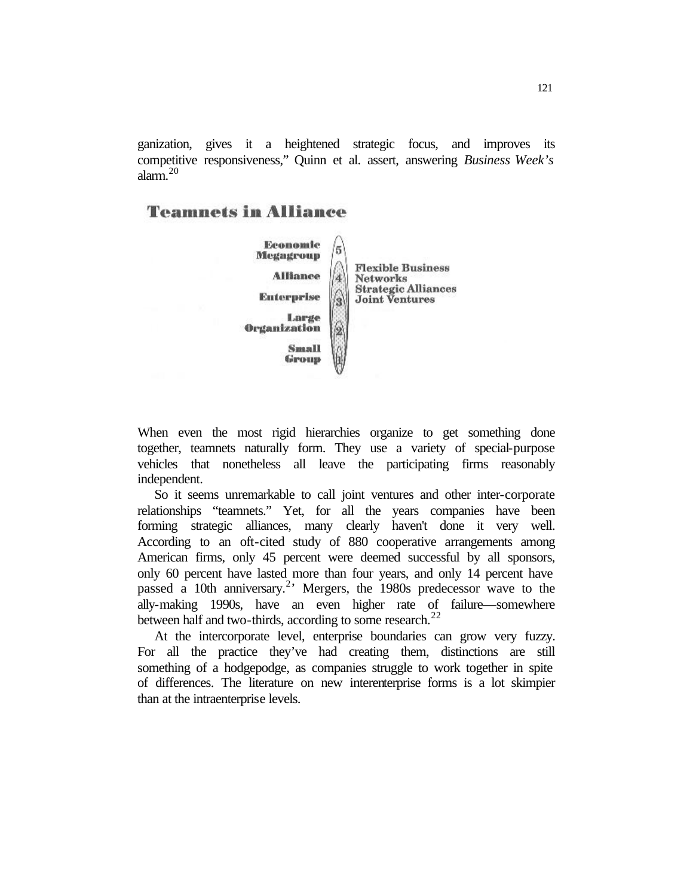ganization, gives it a heightened strategic focus, and improves its competitive responsiveness," Quinn et al. assert, answering *Business Week's* alarm.[20]

## Teamnets in Alliance

Economic Megagroup — 5
Alliance — 4
Enterprise — 3
Large Organization — 2
Small Group — 1

Flexible Business Networks
Strategic Alliances
Joint Ventures

When even the most rigid hierarchies organize to get something done together, teamnets naturally form. They use a variety of special-purpose vehicles that nonetheless all leave the participating firms reasonably independent.

So it seems unremarkable to call joint ventures and other inter-corporate relationships "teamnets." Yet, for all the years companies have been forming strategic alliances, many clearly haven't done it very well. According to an oft-cited study of 880 cooperative arrangements among American firms, only 45 percent were deemed successful by all sponsors, only 60 percent have lasted more than four years, and only 14 percent have passed a 10th anniversary.[21] Mergers, the 1980s predecessor wave to the ally-making 1990s, have an even higher rate of failure—somewhere between half and two-thirds, according to some research.[22]

At the intercorporate level, enterprise boundaries can grow very fuzzy. For all the practice they've had creating them, distinctions are still something of a hodgepodge, as companies struggle to work together in spite of differences. The literature on new interenterprise forms is a lot skimpier than at the intraenterprise levels.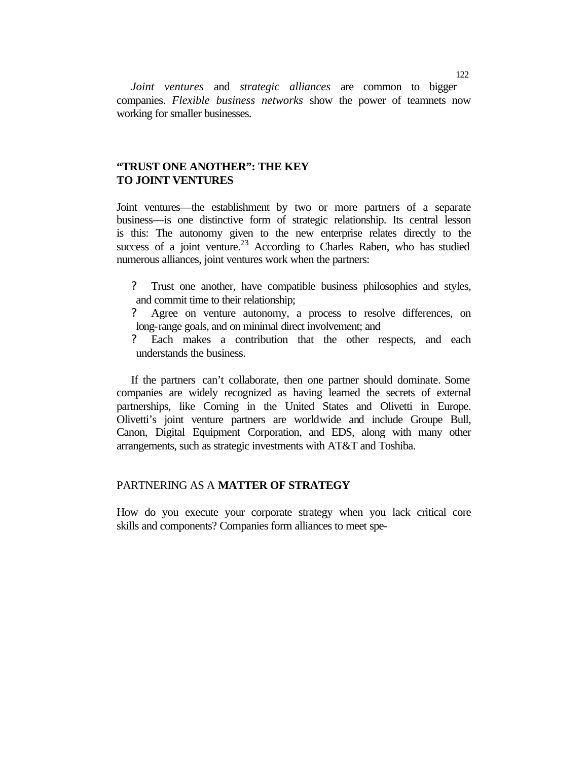*Joint ventures* and *strategic alliances* are common to bigger companies. *Flexible business networks* show the power of teamnets now working for smaller businesses.

## "TRUST ONE ANOTHER": THE KEY TO JOINT VENTURES

Joint ventures—the establishment by two or more partners of a separate business—is one distinctive form of strategic relationship. Its central lesson is this: The autonomy given to the new enterprise relates directly to the success of a joint venture.[23] According to Charles Raben, who has studied numerous alliances, joint ventures work when the partners:

- Trust one another, have compatible business philosophies and styles, and commit time to their relationship;
- Agree on venture autonomy, a process to resolve differences, on long-range goals, and on minimal direct involvement; and
- Each makes a contribution that the other respects, and each understands the business.

If the partners can't collaborate, then one partner should dominate. Some companies are widely recognized as having learned the secrets of external partnerships, like Corning in the United States and Olivetti in Europe. Olivetti's joint venture partners are worldwide and include Groupe Bull, Canon, Digital Equipment Corporation, and EDS, along with many other arrangements, such as strategic investments with AT&T and Toshiba.

## PARTNERING AS A **MATTER OF STRATEGY**

How do you execute your corporate strategy when you lack critical core skills and components? Companies form alliances to meet spe-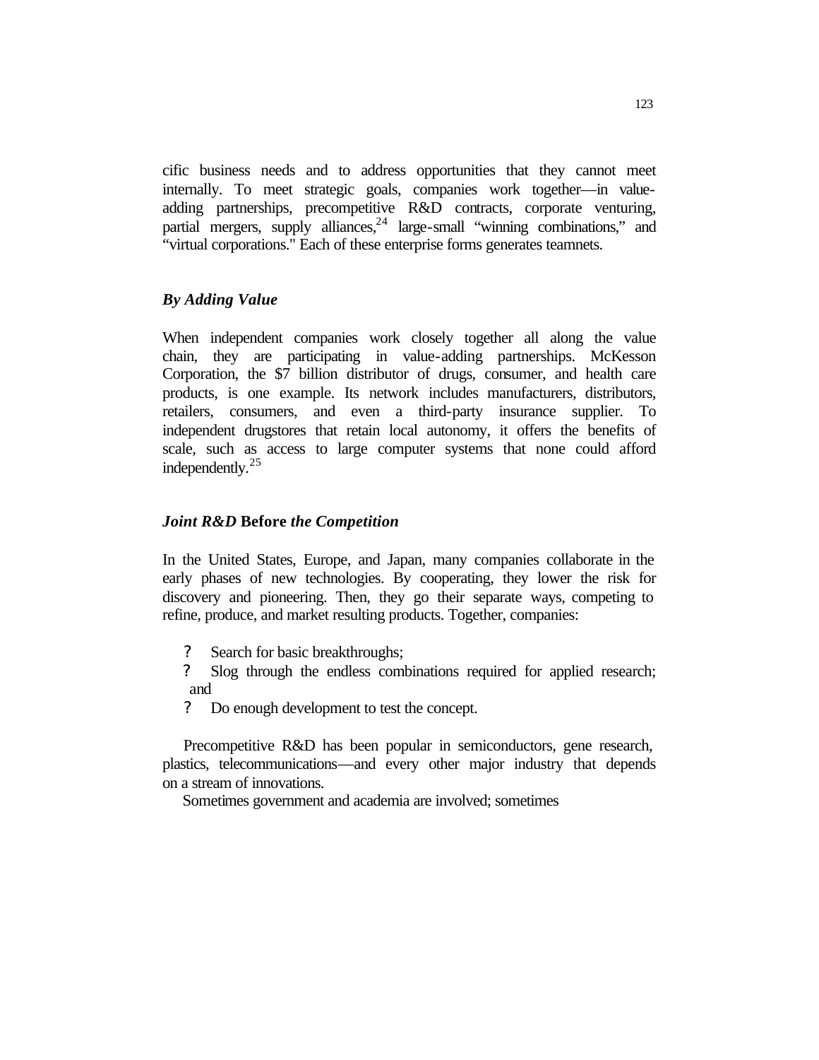cific business needs and to address opportunities that they cannot meet internally. To meet strategic goals, companies work together—in value-adding partnerships, precompetitive R&D contracts, corporate venturing, partial mergers, supply alliances,[24] large-small "winning combinations," and "virtual corporations." Each of these enterprise forms generates teamnets.

### *By Adding Value*

When independent companies work closely together all along the value chain, they are participating in value-adding partnerships. McKesson Corporation, the $7 billion distributor of drugs, consumer, and health care products, is one example. Its network includes manufacturers, distributors, retailers, consumers, and even a third-party insurance supplier. To independent drugstores that retain local autonomy, it offers the benefits of scale, such as access to large computer systems that none could afford independently.[25]

### *Joint R&D* **Before** *the Competition*

In the United States, Europe, and Japan, many companies collaborate in the early phases of new technologies. By cooperating, they lower the risk for discovery and pioneering. Then, they go their separate ways, competing to refine, produce, and market resulting products. Together, companies:

- Search for basic breakthroughs;
- Slog through the endless combinations required for applied research; and
- Do enough development to test the concept.

Precompetitive R&D has been popular in semiconductors, gene research, plastics, telecommunications—and every other major industry that depends on a stream of innovations.

Sometimes government and academia are involved; sometimes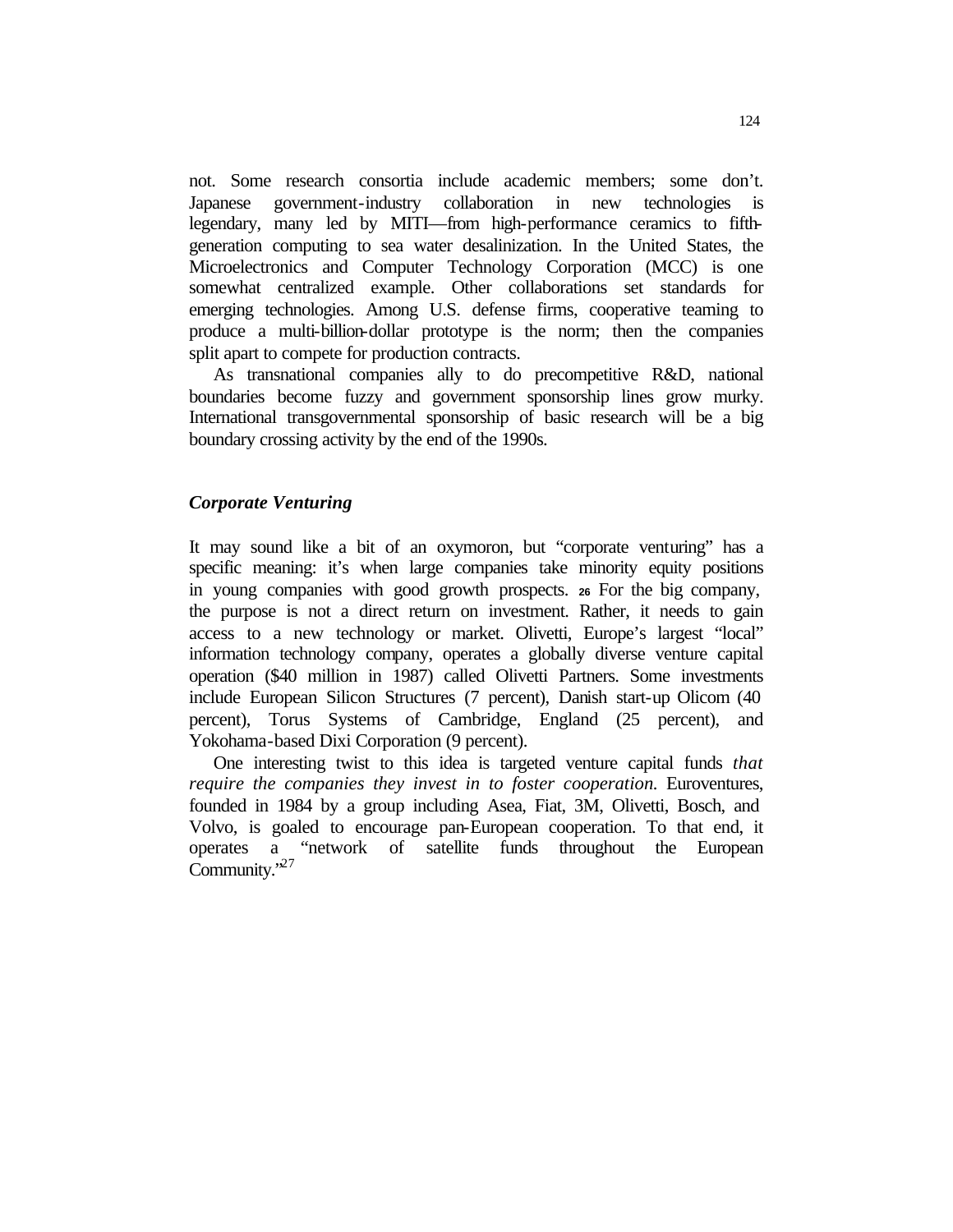not. Some research consortia include academic members; some don't. Japanese government-industry collaboration in new technologies is legendary, many led by MITI—from high-performance ceramics to fifth-generation computing to sea water desalinization. In the United States, the Microelectronics and Computer Technology Corporation (MCC) is one somewhat centralized example. Other collaborations set standards for emerging technologies. Among U.S. defense firms, cooperative teaming to produce a multi-billion-dollar prototype is the norm; then the companies split apart to compete for production contracts.

As transnational companies ally to do precompetitive R&D, national boundaries become fuzzy and government sponsorship lines grow murky. International transgovernmental sponsorship of basic research will be a big boundary crossing activity by the end of the 1990s.

### *Corporate Venturing*

It may sound like a bit of an oxymoron, but "corporate venturing" has a specific meaning: it's when large companies take minority equity positions in young companies with good growth prospects. [26] For the big company, the purpose is not a direct return on investment. Rather, it needs to gain access to a new technology or market. Olivetti, Europe's largest "local" information technology company, operates a globally diverse venture capital operation ($40 million in 1987) called Olivetti Partners. Some investments include European Silicon Structures (7 percent), Danish start-up Olicom (40 percent), Torus Systems of Cambridge, England (25 percent), and Yokohama-based Dixi Corporation (9 percent).

One interesting twist to this idea is targeted venture capital funds *that require the companies they invest in to foster cooperation.* Euroventures, founded in 1984 by a group including Asea, Fiat, 3M, Olivetti, Bosch, and Volvo, is goaled to encourage pan-European cooperation. To that end, it operates a "network of satellite funds throughout the European Community."[27]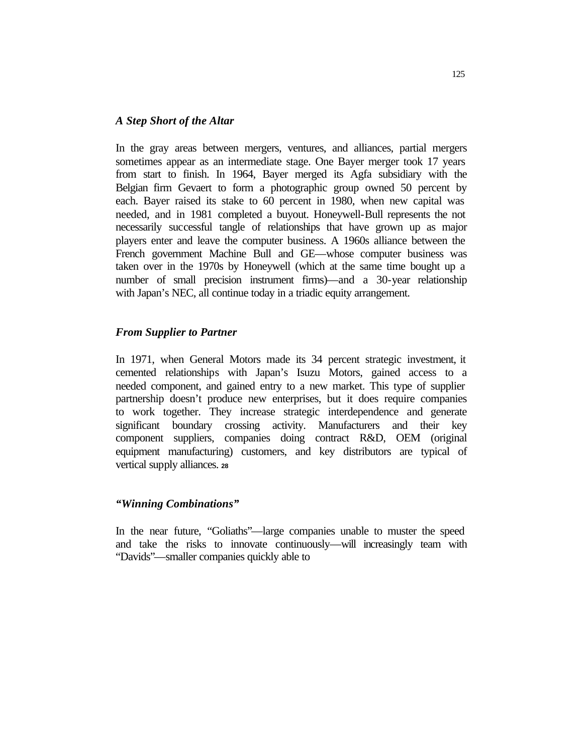### *A Step Short of the Altar*

In the gray areas between mergers, ventures, and alliances, partial mergers sometimes appear as an intermediate stage. One Bayer merger took 17 years from start to finish. In 1964, Bayer merged its Agfa subsidiary with the Belgian firm Gevaert to form a photographic group owned 50 percent by each. Bayer raised its stake to 60 percent in 1980, when new capital was needed, and in 1981 completed a buyout. Honeywell-Bull represents the not necessarily successful tangle of relationships that have grown up as major players enter and leave the computer business. A 1960s alliance between the French government Machine Bull and GE—whose computer business was taken over in the 1970s by Honeywell (which at the same time bought up a number of small precision instrument firms)—and a 30-year relationship with Japan's NEC, all continue today in a triadic equity arrangement.

### *From Supplier to Partner*

In 1971, when General Motors made its 34 percent strategic investment, it cemented relationships with Japan's Isuzu Motors, gained access to a needed component, and gained entry to a new market. This type of supplier partnership doesn't produce new enterprises, but it does require companies to work together. They increase strategic interdependence and generate significant boundary crossing activity. Manufacturers and their key component suppliers, companies doing contract R&D, OEM (original equipment manufacturing) customers, and key distributors are typical of vertical supply alliances. [28]

### *"Winning Combinations"*

In the near future, "Goliaths"—large companies unable to muster the speed and take the risks to innovate continuously—will increasingly team with "Davids"—smaller companies quickly able to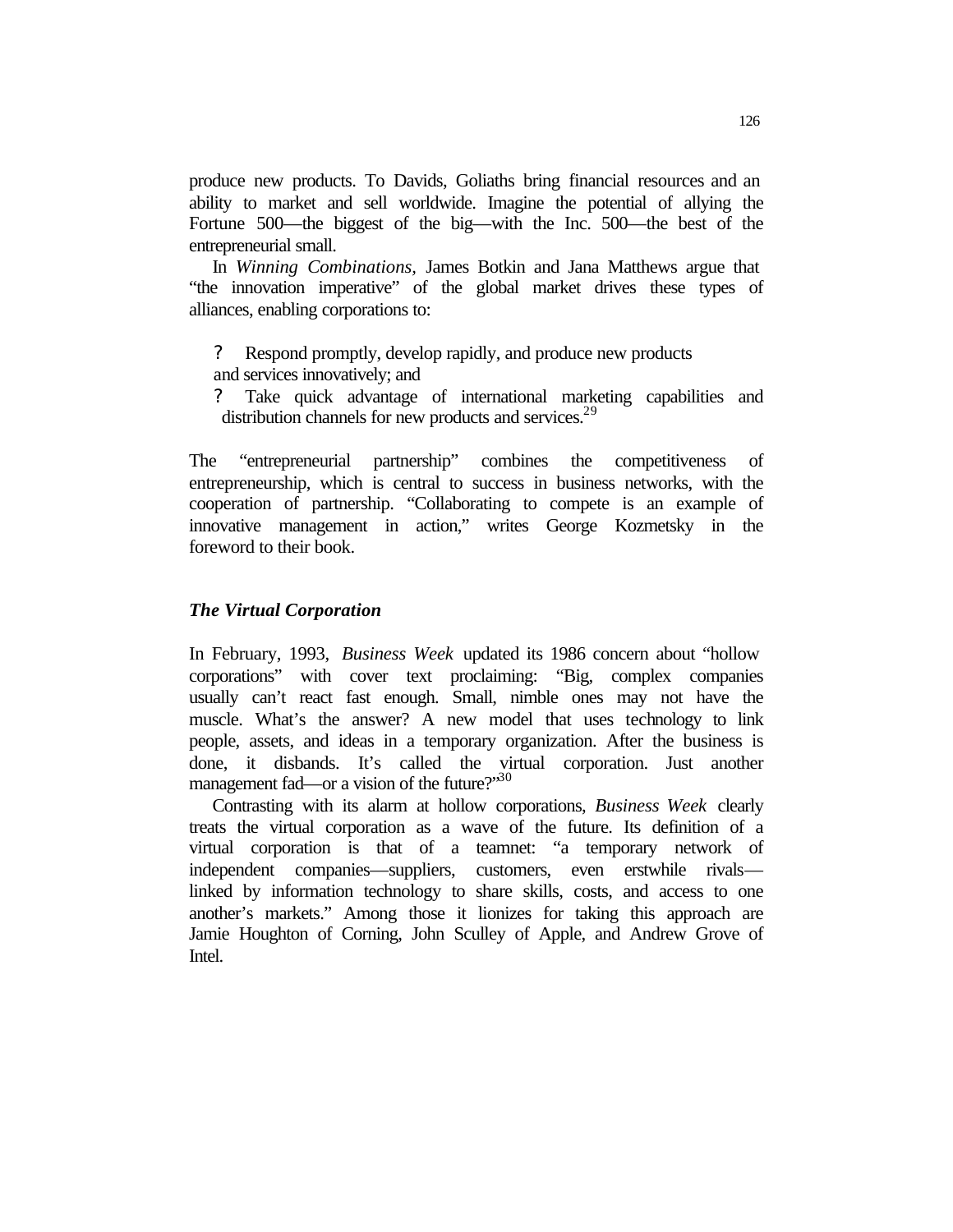produce new products. To Davids, Goliaths bring financial resources and an ability to market and sell worldwide. Imagine the potential of allying the Fortune 500—the biggest of the big—with the Inc. 500—the best of the entrepreneurial small.

In *Winning Combinations*, James Botkin and Jana Matthews argue that "the innovation imperative" of the global market drives these types of alliances, enabling corporations to:

- Respond promptly, develop rapidly, and produce new products and services innovatively; and
- Take quick advantage of international marketing capabilities and distribution channels for new products and services.[29]

The "entrepreneurial partnership" combines the competitiveness of entrepreneurship, which is central to success in business networks, with the cooperation of partnership. "Collaborating to compete is an example of innovative management in action," writes George Kozmetsky in the foreword to their book.

### *The Virtual Corporation*

In February, 1993, *Business Week* updated its 1986 concern about "hollow corporations" with cover text proclaiming: "Big, complex companies usually can't react fast enough. Small, nimble ones may not have the muscle. What's the answer? A new model that uses technology to link people, assets, and ideas in a temporary organization. After the business is done, it disbands. It's called the virtual corporation. Just another management fad—or a vision of the future?"[30]

Contrasting with its alarm at hollow corporations, *Business Week* clearly treats the virtual corporation as a wave of the future. Its definition of a virtual corporation is that of a teamnet: "a temporary network of independent companies—suppliers, customers, even erstwhile rivals—linked by information technology to share skills, costs, and access to one another's markets." Among those it lionizes for taking this approach are Jamie Houghton of Corning, John Sculley of Apple, and Andrew Grove of Intel.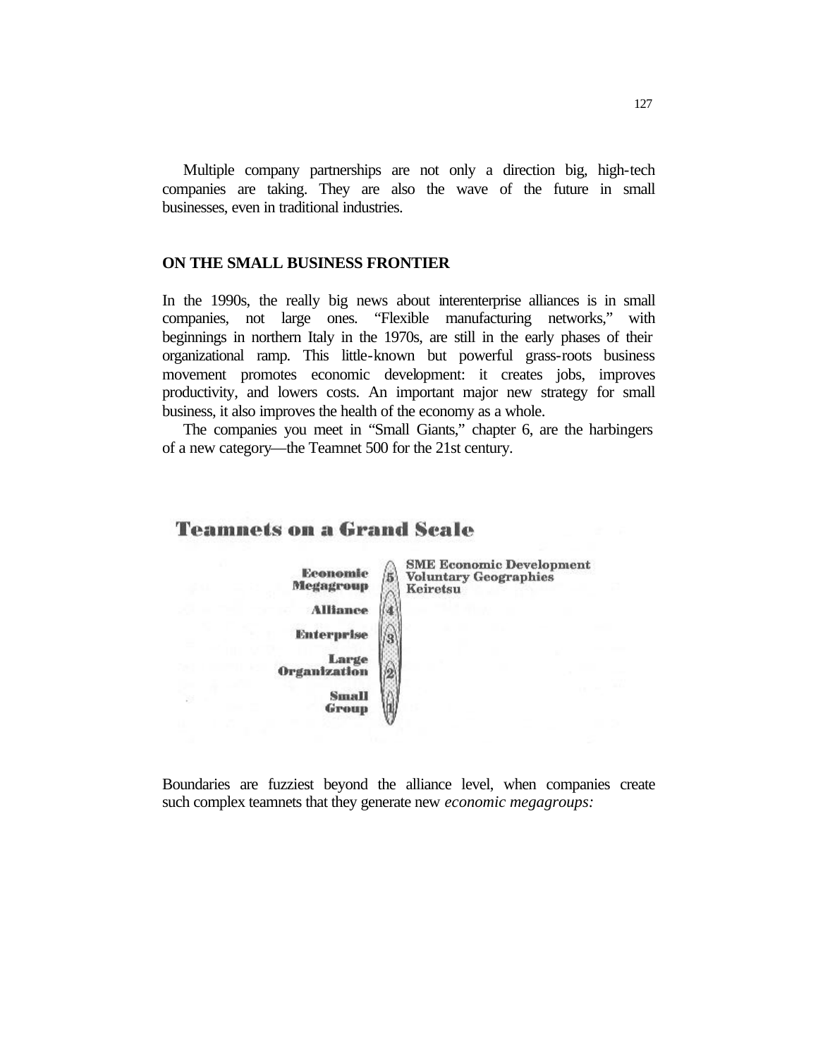Multiple company partnerships are not only a direction big, high-tech companies are taking. They are also the wave of the future in small businesses, even in traditional industries.

### ON THE SMALL BUSINESS FRONTIER

In the 1990s, the really big news about interenterprise alliances is in small companies, not large ones. "Flexible manufacturing networks," with beginnings in northern Italy in the 1970s, are still in the early phases of their organizational ramp. This little-known but powerful grass-roots business movement promotes economic development: it creates jobs, improves productivity, and lowers costs. An important major new strategy for small business, it also improves the health of the economy as a whole.

The companies you meet in "Small Giants," chapter 6, are the harbingers of a new category—the Teamnet 500 for the 21st century.

**Teamnets on a Grand Scale**

| Level | | |
|---|---|---|
| Economic Megagroup | 5 | SME Economic Development<br>Voluntary Geographies<br>Keiretsu |
| Alliance | 4 | |
| Enterprise | 3 | |
| Large Organization | 2 | |
| Small Group | 1 | |

Boundaries are fuzziest beyond the alliance level, when companies create such complex teamnets that they generate new *economic megagroups:*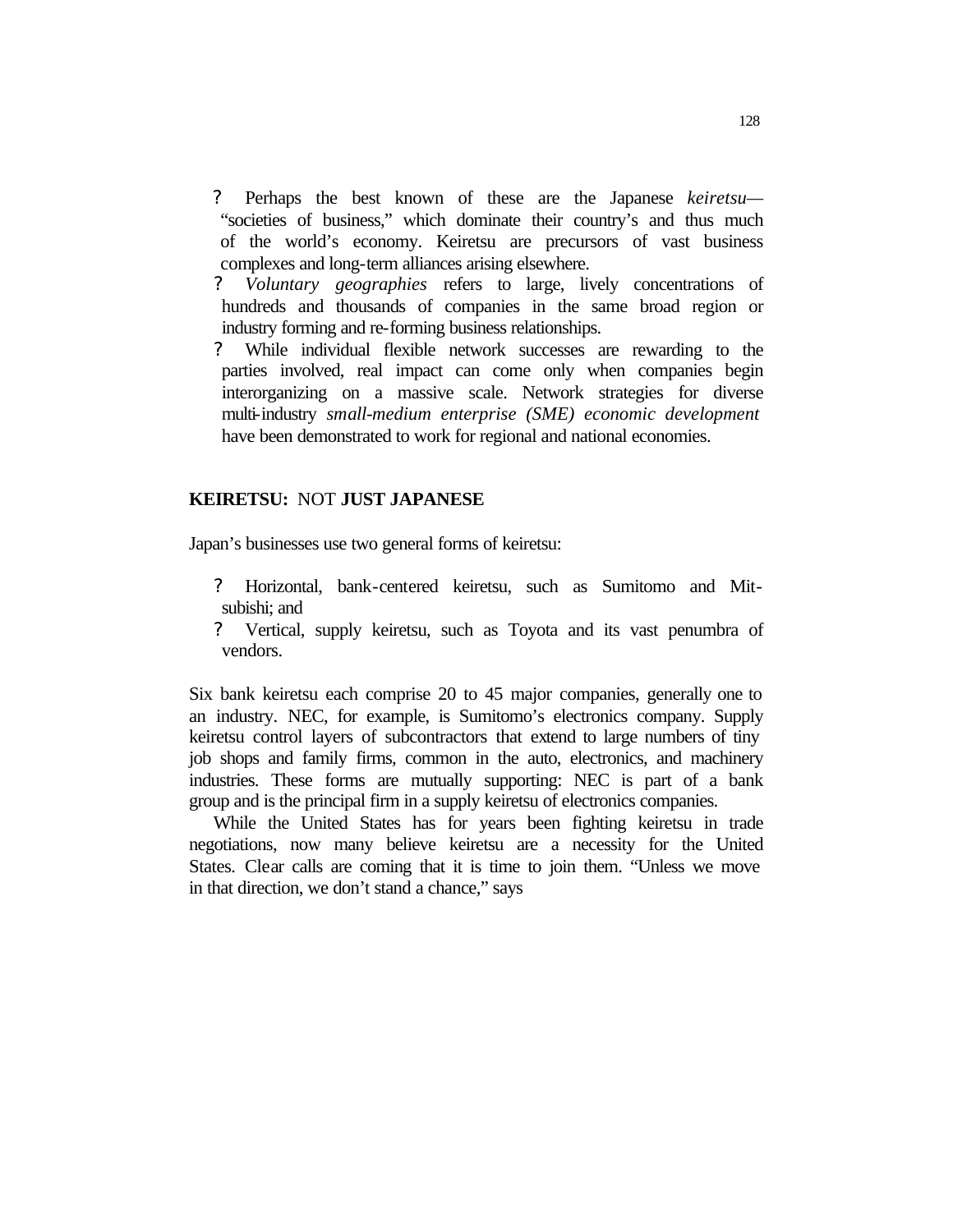- Perhaps the best known of these are the Japanese *keiretsu*—"societies of business," which dominate their country's and thus much of the world's economy. Keiretsu are precursors of vast business complexes and long-term alliances arising elsewhere.
- *Voluntary geographies* refers to large, lively concentrations of hundreds and thousands of companies in the same broad region or industry forming and re-forming business relationships.
- While individual flexible network successes are rewarding to the parties involved, real impact can come only when companies begin interorganizing on a massive scale. Network strategies for diverse multi-industry *small-medium enterprise (SME) economic development* have been demonstrated to work for regional and national economies.

## KEIRETSU: NOT JUST JAPANESE

Japan's businesses use two general forms of keiretsu:

- Horizontal, bank-centered keiretsu, such as Sumitomo and Mitsubishi; and
- Vertical, supply keiretsu, such as Toyota and its vast penumbra of vendors.

Six bank keiretsu each comprise 20 to 45 major companies, generally one to an industry. NEC, for example, is Sumitomo's electronics company. Supply keiretsu control layers of subcontractors that extend to large numbers of tiny job shops and family firms, common in the auto, electronics, and machinery industries. These forms are mutually supporting: NEC is part of a bank group and is the principal firm in a supply keiretsu of electronics companies.

While the United States has for years been fighting keiretsu in trade negotiations, now many believe keiretsu are a necessity for the United States. Clear calls are coming that it is time to join them. "Unless we move in that direction, we don't stand a chance," says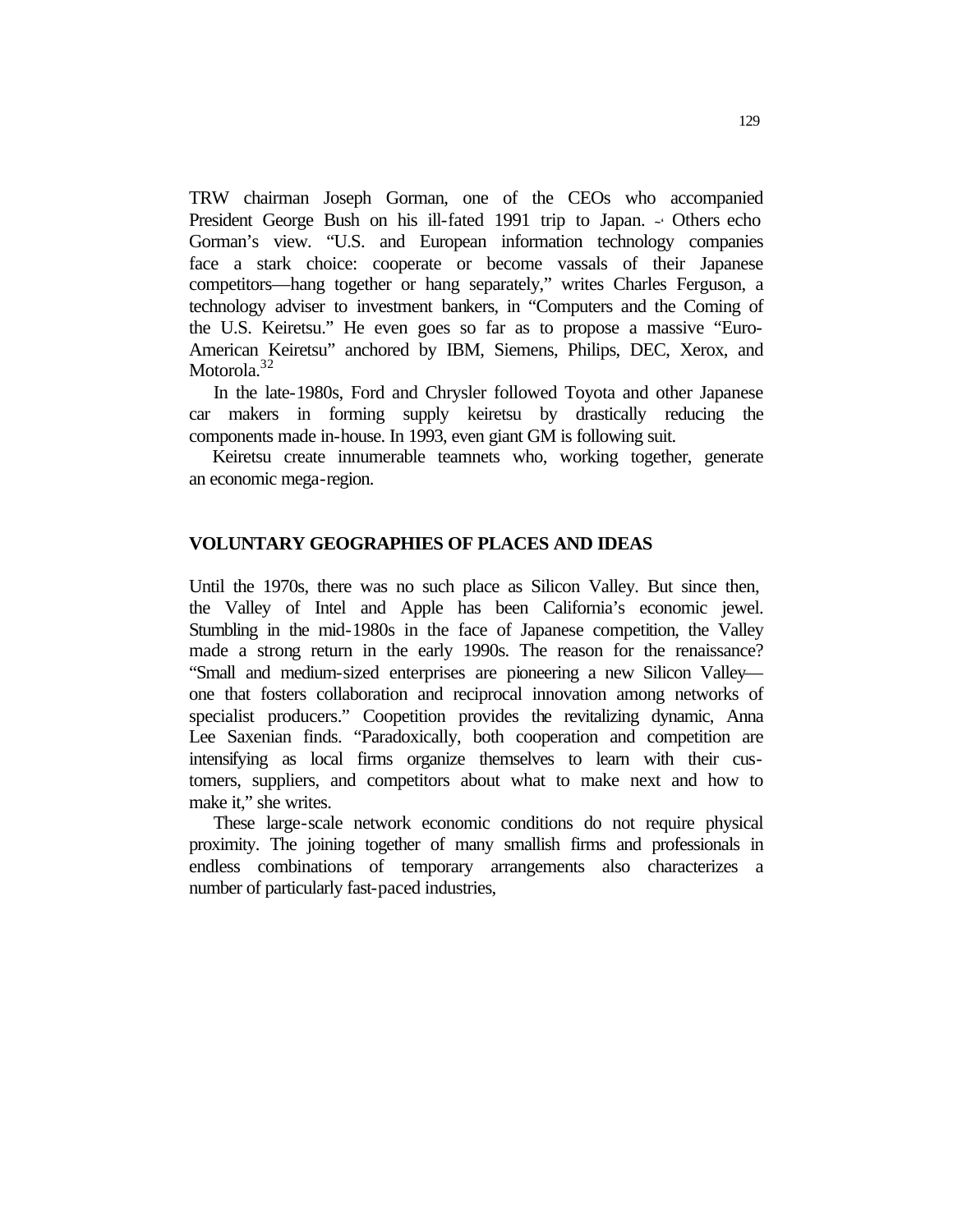TRW chairman Joseph Gorman, one of the CEOs who accompanied President George Bush on his ill-fated 1991 trip to Japan. Others echo Gorman's view. "U.S. and European information technology companies face a stark choice: cooperate or become vassals of their Japanese competitors—hang together or hang separately," writes Charles Ferguson, a technology adviser to investment bankers, in "Computers and the Coming of the U.S. Keiretsu." He even goes so far as to propose a massive "Euro-American Keiretsu" anchored by IBM, Siemens, Philips, DEC, Xerox, and Motorola.[32]

In the late-1980s, Ford and Chrysler followed Toyota and other Japanese car makers in forming supply keiretsu by drastically reducing the components made in-house. In 1993, even giant GM is following suit.

Keiretsu create innumerable teamnets who, working together, generate an economic mega-region.

## VOLUNTARY GEOGRAPHIES OF PLACES AND IDEAS

Until the 1970s, there was no such place as Silicon Valley. But since then, the Valley of Intel and Apple has been California's economic jewel. Stumbling in the mid-1980s in the face of Japanese competition, the Valley made a strong return in the early 1990s. The reason for the renaissance? "Small and medium-sized enterprises are pioneering a new Silicon Valley—one that fosters collaboration and reciprocal innovation among networks of specialist producers." Coopetition provides the revitalizing dynamic, Anna Lee Saxenian finds. "Paradoxically, both cooperation and competition are intensifying as local firms organize themselves to learn with their customers, suppliers, and competitors about what to make next and how to make it," she writes.

These large-scale network economic conditions do not require physical proximity. The joining together of many smallish firms and professionals in endless combinations of temporary arrangements also characterizes a number of particularly fast-paced industries,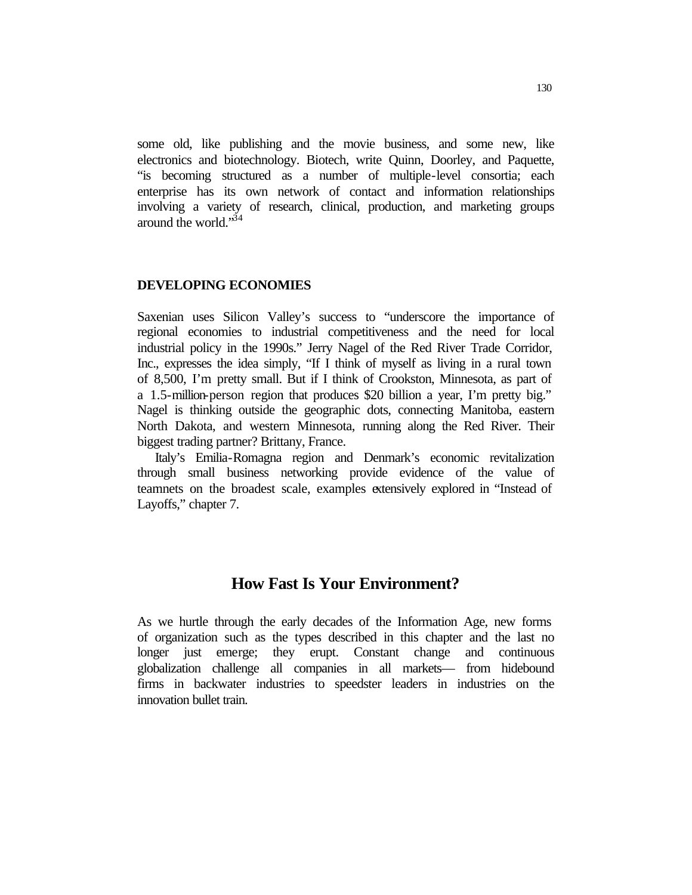some old, like publishing and the movie business, and some new, like electronics and biotechnology. Biotech, write Quinn, Doorley, and Paquette, "is becoming structured as a number of multiple-level consortia; each enterprise has its own network of contact and information relationships involving a variety of research, clinical, production, and marketing groups around the world."[34]

### DEVELOPING ECONOMIES

Saxenian uses Silicon Valley's success to "underscore the importance of regional economies to industrial competitiveness and the need for local industrial policy in the 1990s." Jerry Nagel of the Red River Trade Corridor, Inc., expresses the idea simply, "If I think of myself as living in a rural town of 8,500, I'm pretty small. But if I think of Crookston, Minnesota, as part of a 1.5-million-person region that produces $20 billion a year, I'm pretty big." Nagel is thinking outside the geographic dots, connecting Manitoba, eastern North Dakota, and western Minnesota, running along the Red River. Their biggest trading partner? Brittany, France.

Italy's Emilia-Romagna region and Denmark's economic revitalization through small business networking provide evidence of the value of teamnets on the broadest scale, examples extensively explored in "Instead of Layoffs," chapter 7.

## How Fast Is Your Environment?

As we hurtle through the early decades of the Information Age, new forms of organization such as the types described in this chapter and the last no longer just emerge; they erupt. Constant change and continuous globalization challenge all companies in all markets— from hidebound firms in backwater industries to speedster leaders in industries on the innovation bullet train.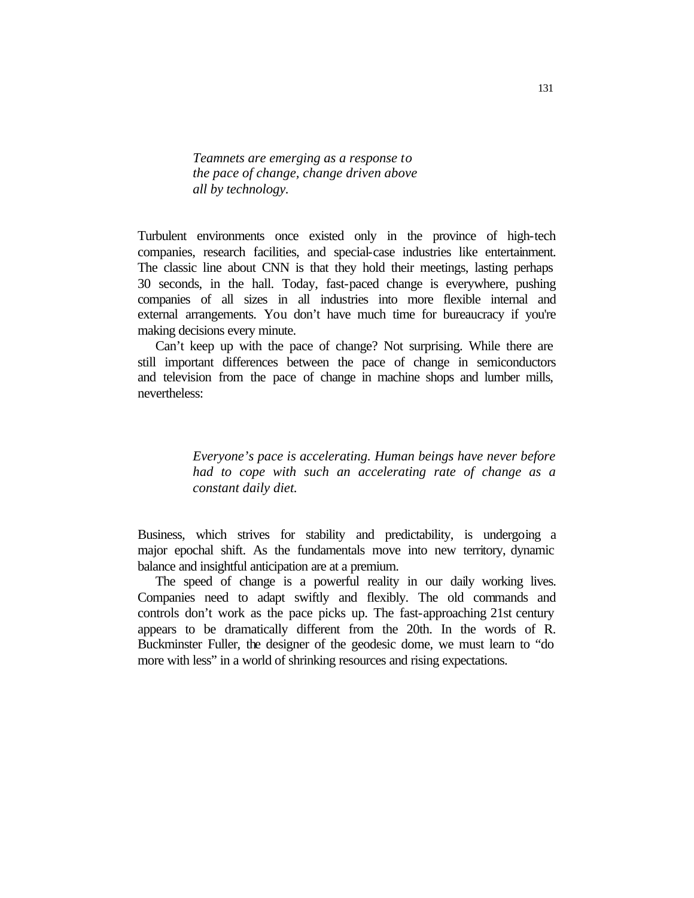*Teamnets are emerging as a response to the pace of change, change driven above all by technology.*

Turbulent environments once existed only in the province of high-tech companies, research facilities, and special-case industries like entertainment. The classic line about CNN is that they hold their meetings, lasting perhaps 30 seconds, in the hall. Today, fast-paced change is everywhere, pushing companies of all sizes in all industries into more flexible internal and external arrangements. You don't have much time for bureaucracy if you're making decisions every minute.

Can't keep up with the pace of change? Not surprising. While there are still important differences between the pace of change in semiconductors and television from the pace of change in machine shops and lumber mills, nevertheless:

*Everyone's pace is accelerating. Human beings have never before had to cope with such an accelerating rate of change as a constant daily diet.*

Business, which strives for stability and predictability, is undergoing a major epochal shift. As the fundamentals move into new territory, dynamic balance and insightful anticipation are at a premium.

The speed of change is a powerful reality in our daily working lives. Companies need to adapt swiftly and flexibly. The old commands and controls don't work as the pace picks up. The fast-approaching 21st century appears to be dramatically different from the 20th. In the words of R. Buckminster Fuller, the designer of the geodesic dome, we must learn to "do more with less" in a world of shrinking resources and rising expectations.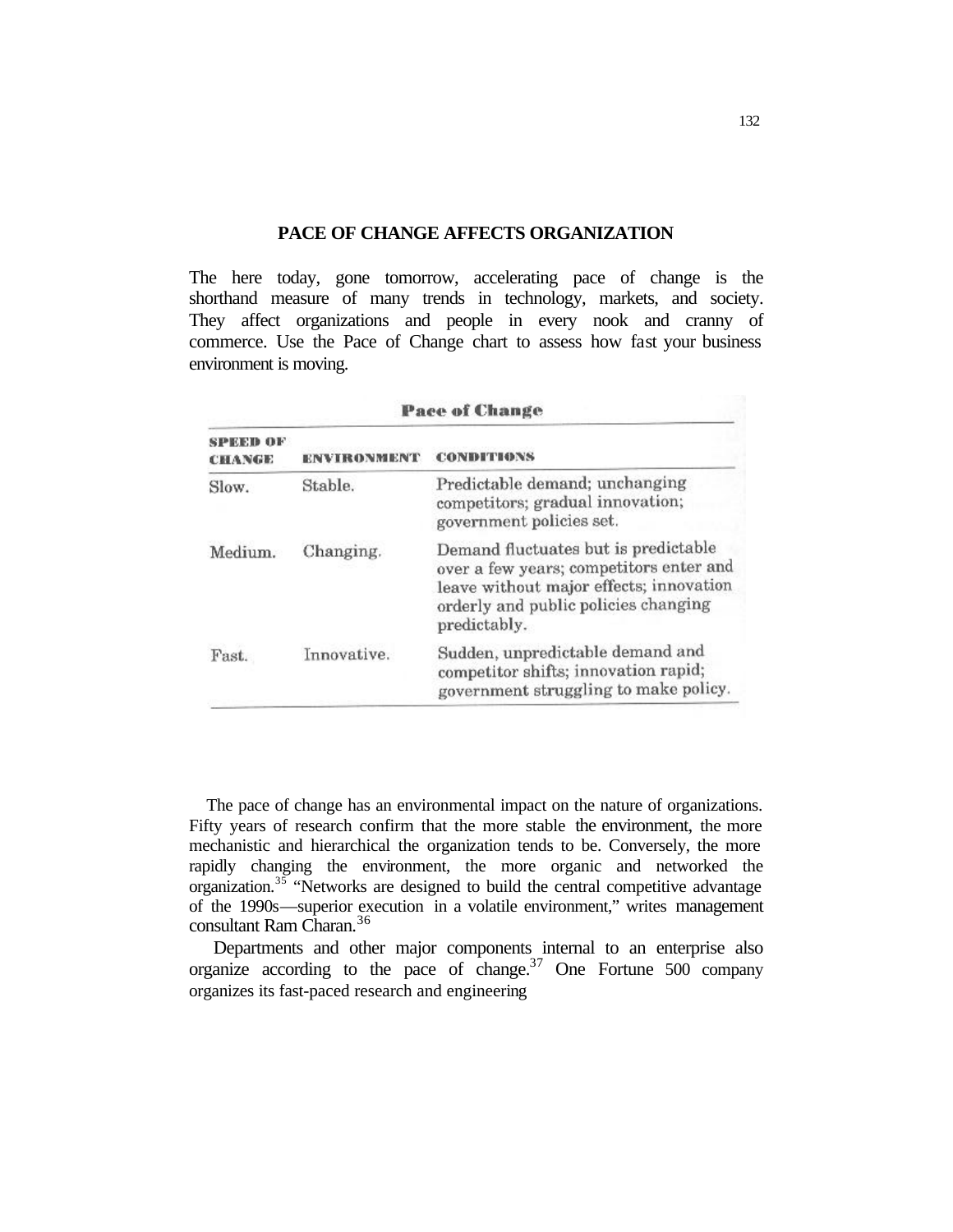## PACE OF CHANGE AFFECTS ORGANIZATION

The here today, gone tomorrow, accelerating pace of change is the shorthand measure of many trends in technology, markets, and society. They affect organizations and people in every nook and cranny of commerce. Use the Pace of Change chart to assess how fast your business environment is moving.

**Pace of Change**

| SPEED OF CHANGE | ENVIRONMENT | CONDITIONS |
|---|---|---|
| Slow. | Stable. | Predictable demand; unchanging competitors; gradual innovation; government policies set. |
| Medium. | Changing. | Demand fluctuates but is predictable over a few years; competitors enter and leave without major effects; innovation orderly and public policies changing predictably. |
| Fast. | Innovative. | Sudden, unpredictable demand and competitor shifts; innovation rapid; government struggling to make policy. |

The pace of change has an environmental impact on the nature of organizations. Fifty years of research confirm that the more stable the environment, the more mechanistic and hierarchical the organization tends to be. Conversely, the more rapidly changing the environment, the more organic and networked the organization.[35] "Networks are designed to build the central competitive advantage of the 1990s—superior execution in a volatile environment," writes management consultant Ram Charan.[36]

Departments and other major components internal to an enterprise also organize according to the pace of change.[37] One Fortune 500 company organizes its fast-paced research and engineering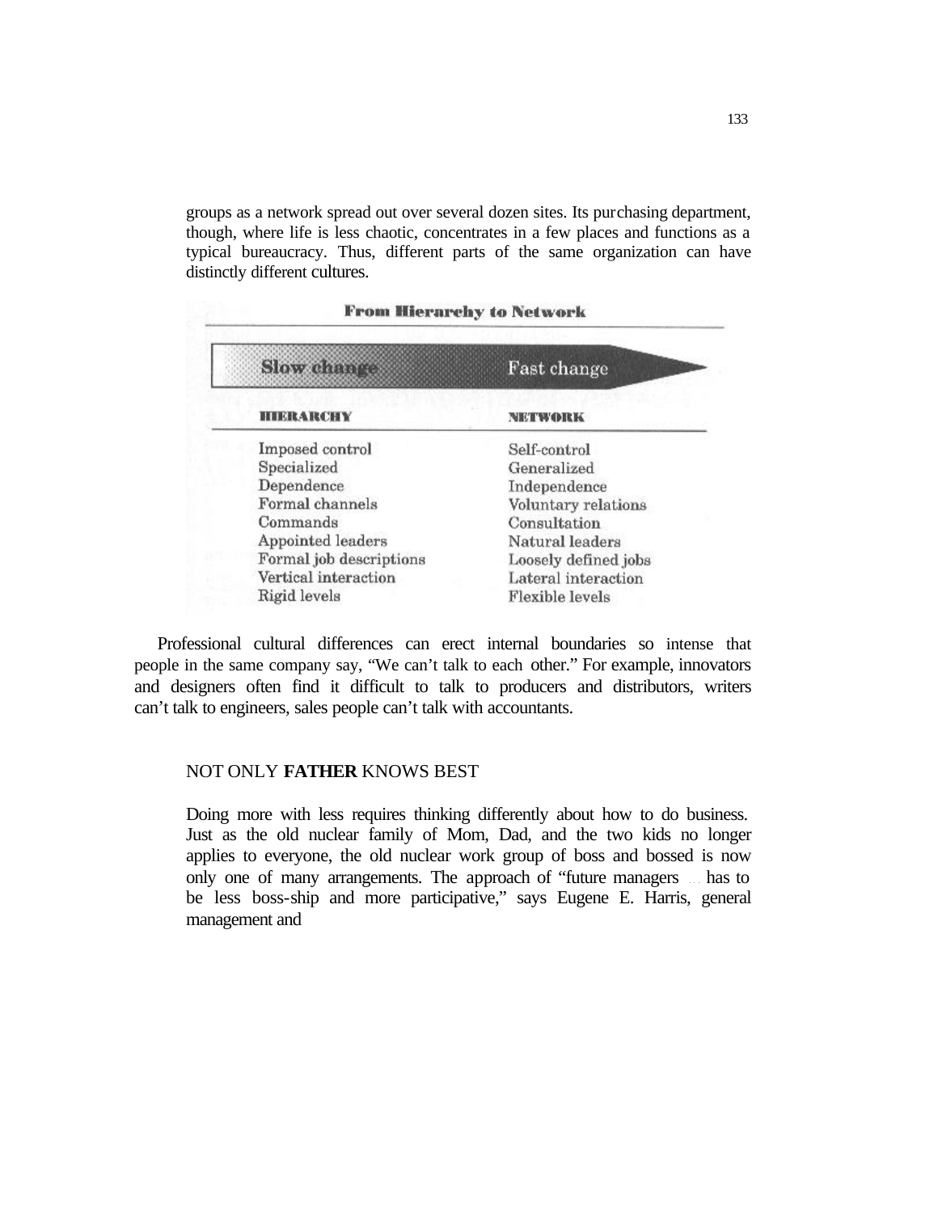groups as a network spread out over several dozen sites. Its purchasing department, though, where life is less chaotic, concentrates in a few places and functions as a typical bureaucracy. Thus, different parts of the same organization can have distinctly different cultures.

**From Hierarchy to Network**

| Slow change → | Fast change |
|---|---|
| **HIERARCHY** | **NETWORK** |
| Imposed control | Self-control |
| Specialized | Generalized |
| Dependence | Independence |
| Formal channels | Voluntary relations |
| Commands | Consultation |
| Appointed leaders | Natural leaders |
| Formal job descriptions | Loosely defined jobs |
| Vertical interaction | Lateral interaction |
| Rigid levels | Flexible levels |

Professional cultural differences can erect internal boundaries so intense that people in the same company say, "We can't talk to each other." For example, innovators and designers often find it difficult to talk to producers and distributors, writers can't talk to engineers, sales people can't talk with accountants.

## NOT ONLY **FATHER** KNOWS BEST

Doing more with less requires thinking differently about how to do business. Just as the old nuclear family of Mom, Dad, and the two kids no longer applies to everyone, the old nuclear work group of boss and bossed is now only one of many arrangements. The approach of "future managers ... has to be less boss-ship and more participative," says Eugene E. Harris, general management and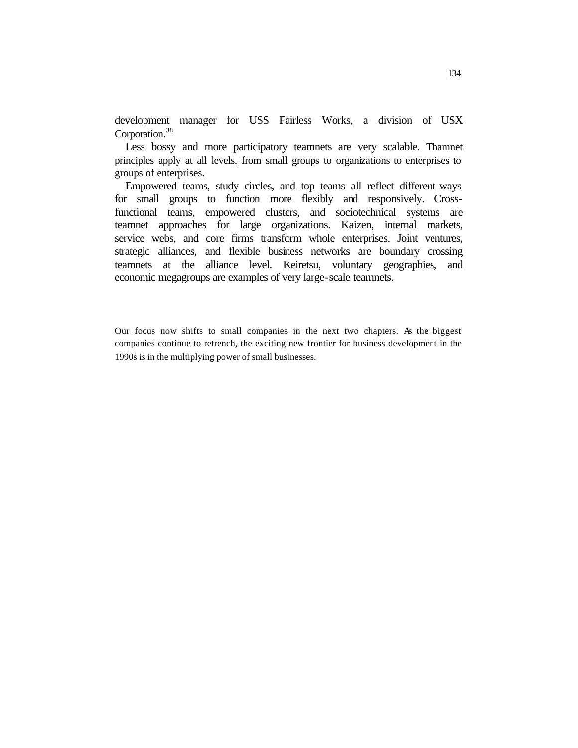development manager for USS Fairless Works, a division of USX Corporation.[38]

Less bossy and more participatory teamnets are very scalable. Thamnet principles apply at all levels, from small groups to organizations to enterprises to groups of enterprises.

Empowered teams, study circles, and top teams all reflect different ways for small groups to function more flexibly and responsively. Cross-functional teams, empowered clusters, and sociotechnical systems are teamnet approaches for large organizations. Kaizen, internal markets, service webs, and core firms transform whole enterprises. Joint ventures, strategic alliances, and flexible business networks are boundary crossing teamnets at the alliance level. Keiretsu, voluntary geographies, and economic megagroups are examples of very large-scale teamnets.

Our focus now shifts to small companies in the next two chapters. As the biggest companies continue to retrench, the exciting new frontier for business development in the 1990s is in the multiplying power of small businesses.